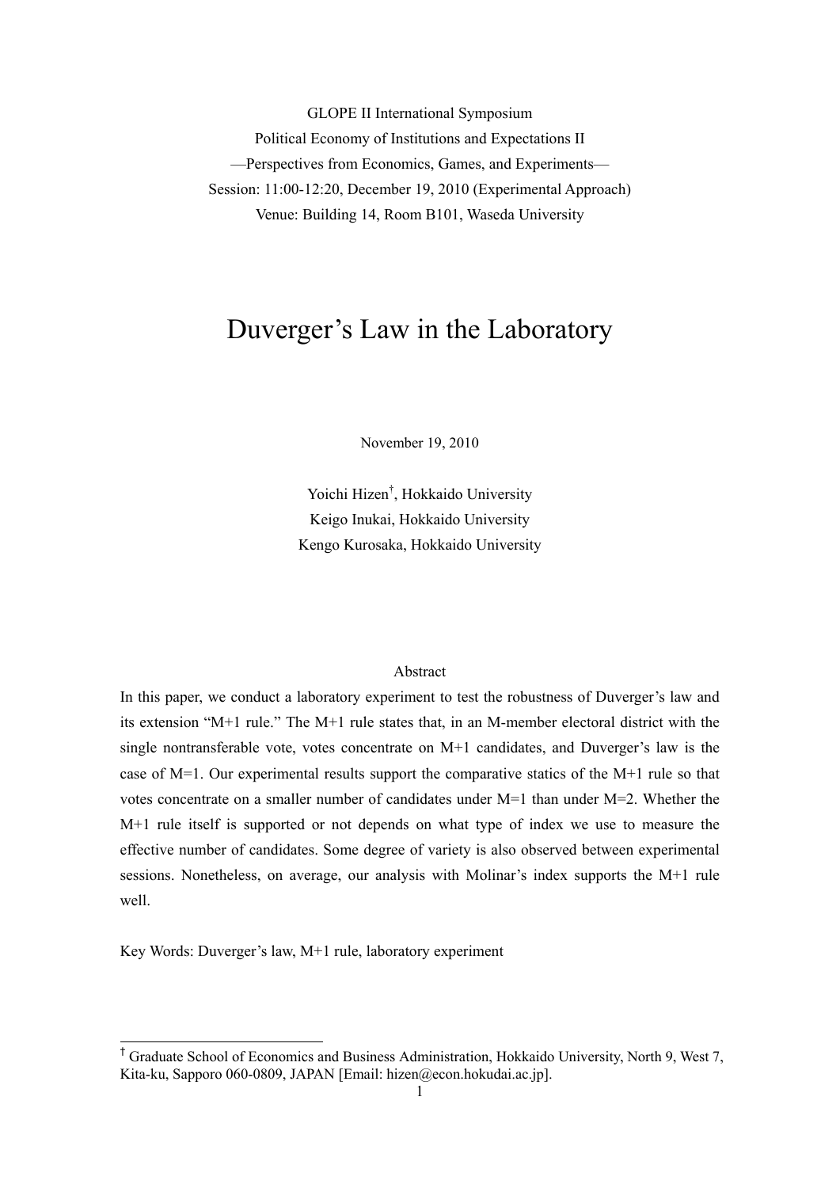GLOPE II International Symposium

Political Economy of Institutions and Expectations II

—Perspectives from Economics, Games, and Experiments—

Session: 11:00-12:20, December 19, 2010 (Experimental Approach)

Venue: Building 14, Room B101, Waseda University

# Duverger's Law in the Laboratory

November 19, 2010

Yoichi Hizen[†], Hokkaido University

Keigo Inukai, Hokkaido University

Kengo Kurosaka, Hokkaido University

## Abstract

In this paper, we conduct a laboratory experiment to test the robustness of Duverger's law and its extension "M+1 rule." The M+1 rule states that, in an M-member electoral district with the single nontransferable vote, votes concentrate on M+1 candidates, and Duverger's law is the case of M=1. Our experimental results support the comparative statics of the M+1 rule so that votes concentrate on a smaller number of candidates under M=1 than under M=2. Whether the M+1 rule itself is supported or not depends on what type of index we use to measure the effective number of candidates. Some degree of variety is also observed between experimental sessions. Nonetheless, on average, our analysis with Molinar's index supports the M+1 rule well.

Key Words: Duverger's law, M+1 rule, laboratory experiment

---

[†] Graduate School of Economics and Business Administration, Hokkaido University, North 9, West 7, Kita-ku, Sapporo 060-0809, JAPAN [Email: hizen@econ.hokudai.ac.jp].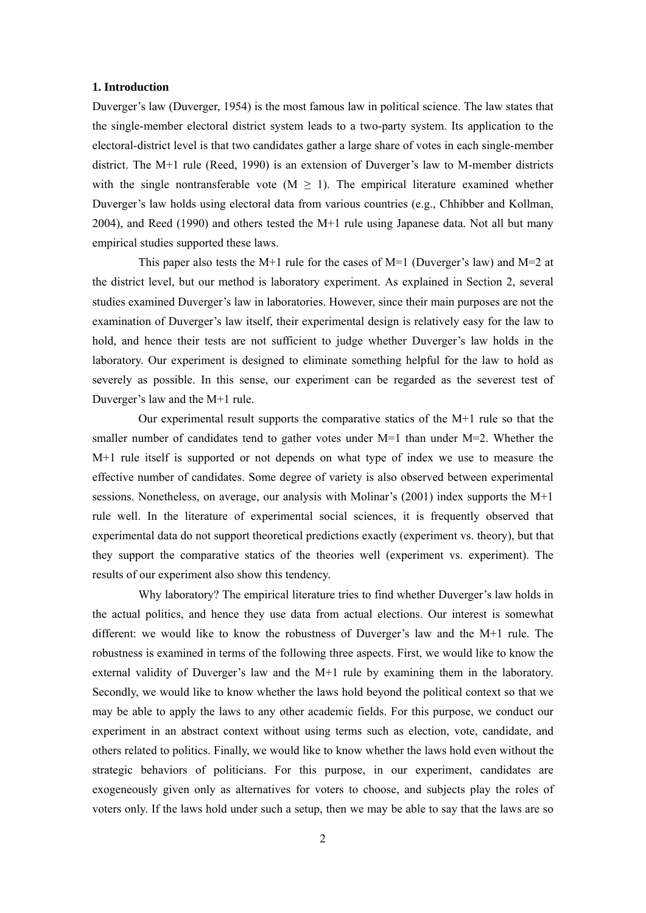## 1. Introduction

Duverger's law (Duverger, 1954) is the most famous law in political science. The law states that the single-member electoral district system leads to a two-party system. Its application to the electoral-district level is that two candidates gather a large share of votes in each single-member district. The M+1 rule (Reed, 1990) is an extension of Duverger's law to M-member districts with the single nontransferable vote ($M \geq 1$). The empirical literature examined whether Duverger's law holds using electoral data from various countries (e.g., Chhibber and Kollman, 2004), and Reed (1990) and others tested the M+1 rule using Japanese data. Not all but many empirical studies supported these laws.

This paper also tests the M+1 rule for the cases of M=1 (Duverger's law) and M=2 at the district level, but our method is laboratory experiment. As explained in Section 2, several studies examined Duverger's law in laboratories. However, since their main purposes are not the examination of Duverger's law itself, their experimental design is relatively easy for the law to hold, and hence their tests are not sufficient to judge whether Duverger's law holds in the laboratory. Our experiment is designed to eliminate something helpful for the law to hold as severely as possible. In this sense, our experiment can be regarded as the severest test of Duverger's law and the M+1 rule.

Our experimental result supports the comparative statics of the M+1 rule so that the smaller number of candidates tend to gather votes under M=1 than under M=2. Whether the M+1 rule itself is supported or not depends on what type of index we use to measure the effective number of candidates. Some degree of variety is also observed between experimental sessions. Nonetheless, on average, our analysis with Molinar's (2001) index supports the M+1 rule well. In the literature of experimental social sciences, it is frequently observed that experimental data do not support theoretical predictions exactly (experiment vs. theory), but that they support the comparative statics of the theories well (experiment vs. experiment). The results of our experiment also show this tendency.

Why laboratory? The empirical literature tries to find whether Duverger's law holds in the actual politics, and hence they use data from actual elections. Our interest is somewhat different: we would like to know the robustness of Duverger's law and the M+1 rule. The robustness is examined in terms of the following three aspects. First, we would like to know the external validity of Duverger's law and the M+1 rule by examining them in the laboratory. Secondly, we would like to know whether the laws hold beyond the political context so that we may be able to apply the laws to any other academic fields. For this purpose, we conduct our experiment in an abstract context without using terms such as election, vote, candidate, and others related to politics. Finally, we would like to know whether the laws hold even without the strategic behaviors of politicians. For this purpose, in our experiment, candidates are exogeneously given only as alternatives for voters to choose, and subjects play the roles of voters only. If the laws hold under such a setup, then we may be able to say that the laws are so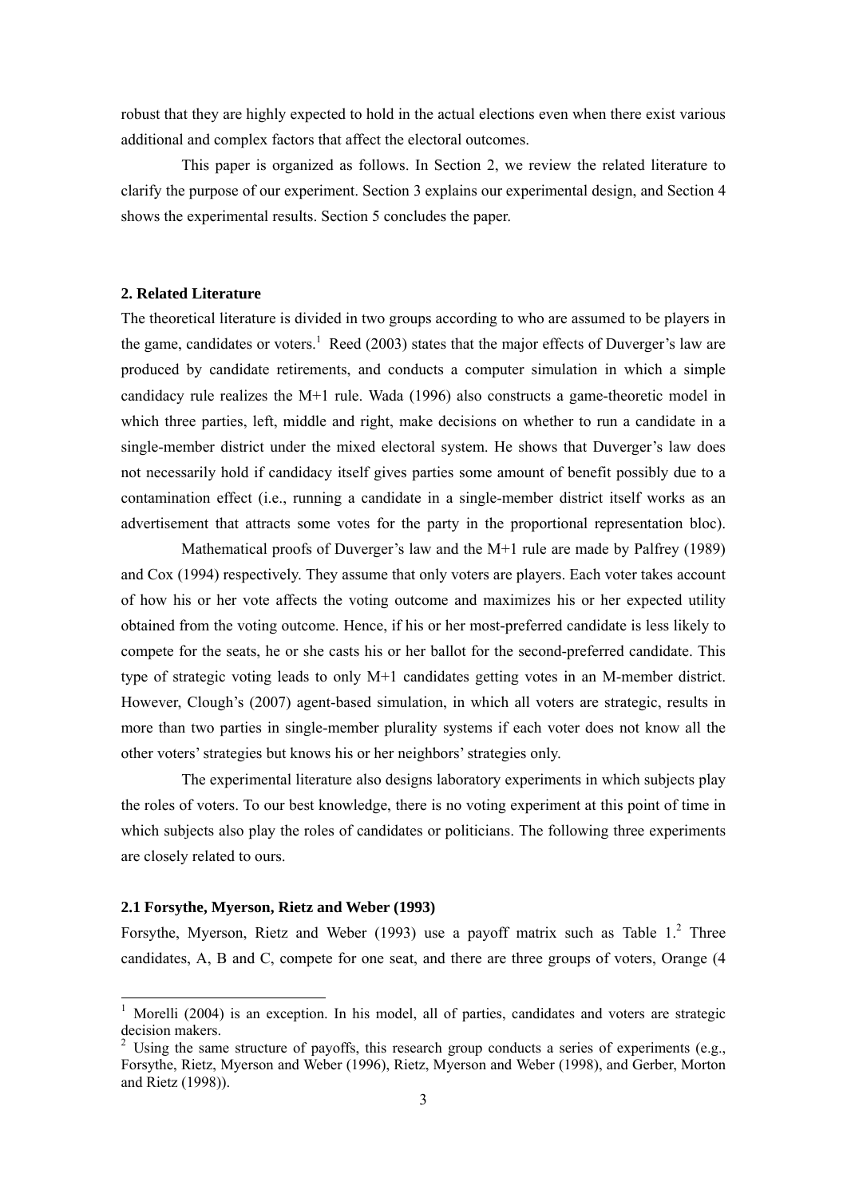robust that they are highly expected to hold in the actual elections even when there exist various additional and complex factors that affect the electoral outcomes.

This paper is organized as follows. In Section 2, we review the related literature to clarify the purpose of our experiment. Section 3 explains our experimental design, and Section 4 shows the experimental results. Section 5 concludes the paper.

## 2. Related Literature

The theoretical literature is divided in two groups according to who are assumed to be players in the game, candidates or voters.[1] Reed (2003) states that the major effects of Duverger's law are produced by candidate retirements, and conducts a computer simulation in which a simple candidacy rule realizes the M+1 rule. Wada (1996) also constructs a game-theoretic model in which three parties, left, middle and right, make decisions on whether to run a candidate in a single-member district under the mixed electoral system. He shows that Duverger's law does not necessarily hold if candidacy itself gives parties some amount of benefit possibly due to a contamination effect (i.e., running a candidate in a single-member district itself works as an advertisement that attracts some votes for the party in the proportional representation bloc).

Mathematical proofs of Duverger's law and the M+1 rule are made by Palfrey (1989) and Cox (1994) respectively. They assume that only voters are players. Each voter takes account of how his or her vote affects the voting outcome and maximizes his or her expected utility obtained from the voting outcome. Hence, if his or her most-preferred candidate is less likely to compete for the seats, he or she casts his or her ballot for the second-preferred candidate. This type of strategic voting leads to only M+1 candidates getting votes in an M-member district. However, Clough's (2007) agent-based simulation, in which all voters are strategic, results in more than two parties in single-member plurality systems if each voter does not know all the other voters' strategies but knows his or her neighbors' strategies only.

The experimental literature also designs laboratory experiments in which subjects play the roles of voters. To our best knowledge, there is no voting experiment at this point of time in which subjects also play the roles of candidates or politicians. The following three experiments are closely related to ours.

### 2.1 Forsythe, Myerson, Rietz and Weber (1993)

Forsythe, Myerson, Rietz and Weber (1993) use a payoff matrix such as Table 1.[2] Three candidates, A, B and C, compete for one seat, and there are three groups of voters, Orange (4

---

[1] Morelli (2004) is an exception. In his model, all of parties, candidates and voters are strategic decision makers.

[2] Using the same structure of payoffs, this research group conducts a series of experiments (e.g., Forsythe, Rietz, Myerson and Weber (1996), Rietz, Myerson and Weber (1998), and Gerber, Morton and Rietz (1998)).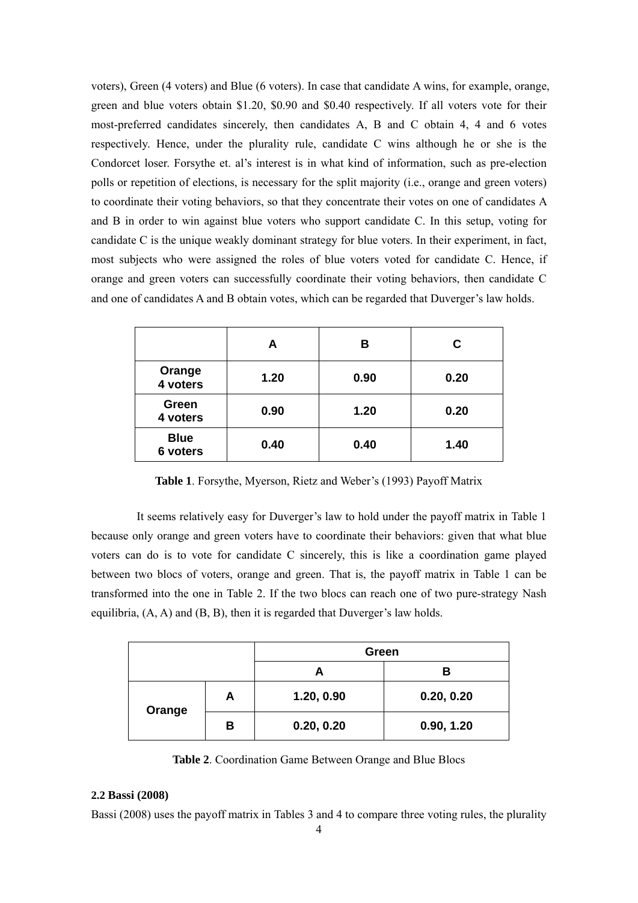voters), Green (4 voters) and Blue (6 voters). In case that candidate A wins, for example, orange, green and blue voters obtain \$1.20, \$0.90 and \$0.40 respectively. If all voters vote for their most-preferred candidates sincerely, then candidates A, B and C obtain 4, 4 and 6 votes respectively. Hence, under the plurality rule, candidate C wins although he or she is the Condorcet loser. Forsythe et. al's interest is in what kind of information, such as pre-election polls or repetition of elections, is necessary for the split majority (i.e., orange and green voters) to coordinate their voting behaviors, so that they concentrate their votes on one of candidates A and B in order to win against blue voters who support candidate C. In this setup, voting for candidate C is the unique weakly dominant strategy for blue voters. In their experiment, in fact, most subjects who were assigned the roles of blue voters voted for candidate C. Hence, if orange and green voters can successfully coordinate their voting behaviors, then candidate C and one of candidates A and B obtain votes, which can be regarded that Duverger's law holds.

| | **A** | **B** | **C** |
|---|---|---|---|
| **Orange 4 voters** | **1.20** | **0.90** | **0.20** |
| **Green 4 voters** | **0.90** | **1.20** | **0.20** |
| **Blue 6 voters** | **0.40** | **0.40** | **1.40** |

**Table 1**. Forsythe, Myerson, Rietz and Weber's (1993) Payoff Matrix

It seems relatively easy for Duverger's law to hold under the payoff matrix in Table 1 because only orange and green voters have to coordinate their behaviors: given that what blue voters can do is to vote for candidate C sincerely, this is like a coordination game played between two blocs of voters, orange and green. That is, the payoff matrix in Table 1 can be transformed into the one in Table 2. If the two blocs can reach one of two pure-strategy Nash equilibria, (A, A) and (B, B), then it is regarded that Duverger's law holds.

| | | **Green** | |
|---|---|---|---|
| | | **A** | **B** |
| **Orange** | **A** | **1.20, 0.90** | **0.20, 0.20** |
| | **B** | **0.20, 0.20** | **0.90, 1.20** |

**Table 2**. Coordination Game Between Orange and Blue Blocs

**2.2 Bassi (2008)**

Bassi (2008) uses the payoff matrix in Tables 3 and 4 to compare three voting rules, the plurality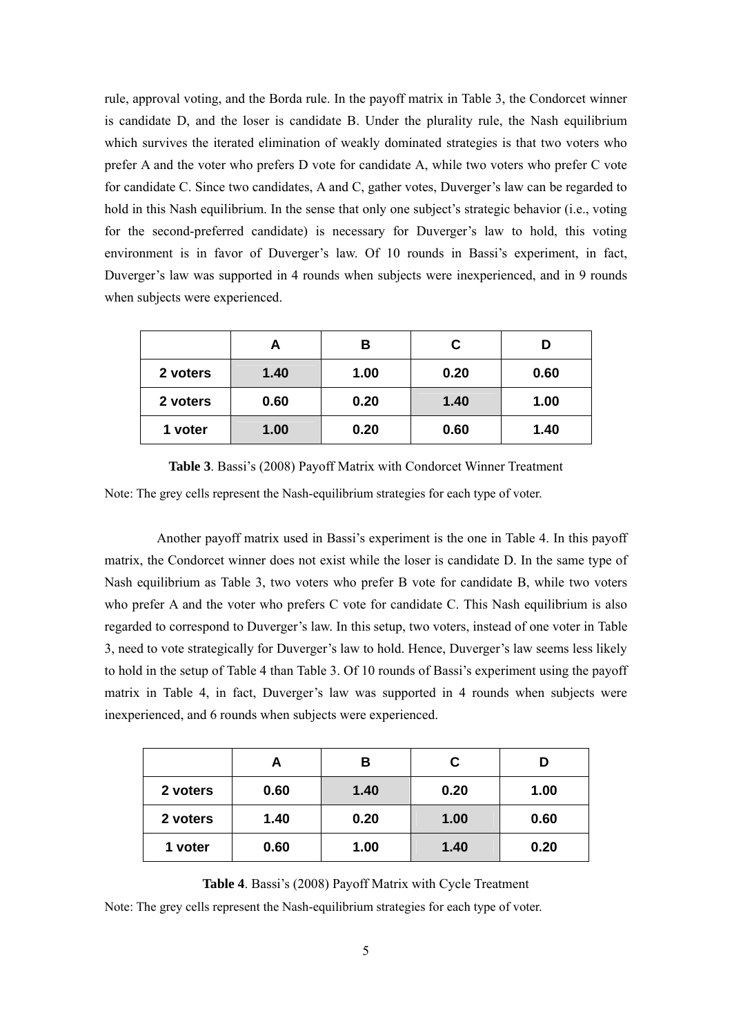rule, approval voting, and the Borda rule. In the payoff matrix in Table 3, the Condorcet winner is candidate D, and the loser is candidate B. Under the plurality rule, the Nash equilibrium which survives the iterated elimination of weakly dominated strategies is that two voters who prefer A and the voter who prefers D vote for candidate A, while two voters who prefer C vote for candidate C. Since two candidates, A and C, gather votes, Duverger's law can be regarded to hold in this Nash equilibrium. In the sense that only one subject's strategic behavior (i.e., voting for the second-preferred candidate) is necessary for Duverger's law to hold, this voting environment is in favor of Duverger's law. Of 10 rounds in Bassi's experiment, in fact, Duverger's law was supported in 4 rounds when subjects were inexperienced, and in 9 rounds when subjects were experienced.

| | A | B | C | D |
|---|---|---|---|---|
| **2 voters** | **1.40** | **1.00** | **0.20** | **0.60** |
| **2 voters** | **0.60** | **0.20** | **1.40** | **1.00** |
| **1 voter** | **1.00** | **0.20** | **0.60** | **1.40** |

**Table 3**. Bassi's (2008) Payoff Matrix with Condorcet Winner Treatment

Note: The grey cells represent the Nash-equilibrium strategies for each type of voter.

Another payoff matrix used in Bassi's experiment is the one in Table 4. In this payoff matrix, the Condorcet winner does not exist while the loser is candidate D. In the same type of Nash equilibrium as Table 3, two voters who prefer B vote for candidate B, while two voters who prefer A and the voter who prefers C vote for candidate C. This Nash equilibrium is also regarded to correspond to Duverger's law. In this setup, two voters, instead of one voter in Table 3, need to vote strategically for Duverger's law to hold. Hence, Duverger's law seems less likely to hold in the setup of Table 4 than Table 3. Of 10 rounds of Bassi's experiment using the payoff matrix in Table 4, in fact, Duverger's law was supported in 4 rounds when subjects were inexperienced, and 6 rounds when subjects were experienced.

| | A | B | C | D |
|---|---|---|---|---|
| **2 voters** | **0.60** | **1.40** | **0.20** | **1.00** |
| **2 voters** | **1.40** | **0.20** | **1.00** | **0.60** |
| **1 voter** | **0.60** | **1.00** | **1.40** | **0.20** |

**Table 4**. Bassi's (2008) Payoff Matrix with Cycle Treatment

Note: The grey cells represent the Nash-equilibrium strategies for each type of voter.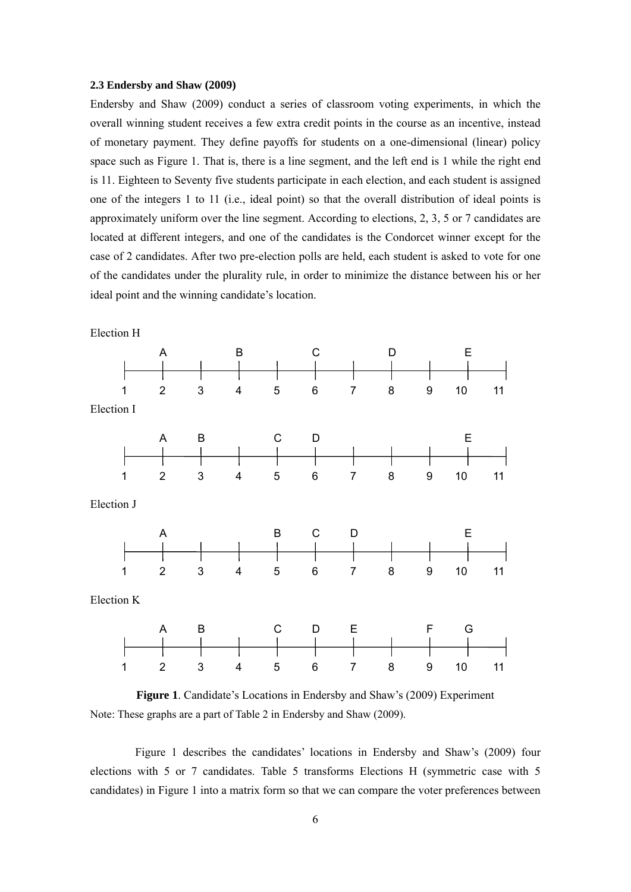### 2.3 Endersby and Shaw (2009)

Endersby and Shaw (2009) conduct a series of classroom voting experiments, in which the overall winning student receives a few extra credit points in the course as an incentive, instead of monetary payment. They define payoffs for students on a one-dimensional (linear) policy space such as Figure 1. That is, there is a line segment, and the left end is 1 while the right end is 11. Eighteen to Seventy five students participate in each election, and each student is assigned one of the integers 1 to 11 (i.e., ideal point) so that the overall distribution of ideal points is approximately uniform over the line segment. According to elections, 2, 3, 5 or 7 candidates are located at different integers, and one of the candidates is the Condorcet winner except for the case of 2 candidates. After two pre-election polls are held, each student is asked to vote for one of the candidates under the plurality rule, in order to minimize the distance between his or her ideal point and the winning candidate's location.

Election H

| 1 | 2 | 3 | 4 | 5 | 6 | 7 | 8 | 9 | 10 | 11 |
|---|---|---|---|---|---|---|---|---|---|---|
| | A | | B | | C | | D | | E | |

Election I

| 1 | 2 | 3 | 4 | 5 | 6 | 7 | 8 | 9 | 10 | 11 |
|---|---|---|---|---|---|---|---|---|---|---|
| | A | B | | C | D | | | | E | |

Election J

| 1 | 2 | 3 | 4 | 5 | 6 | 7 | 8 | 9 | 10 | 11 |
|---|---|---|---|---|---|---|---|---|---|---|
| | A | | | B | C | D | | | E | |

Election K

| 1 | 2 | 3 | 4 | 5 | 6 | 7 | 8 | 9 | 10 | 11 |
|---|---|---|---|---|---|---|---|---|---|---|
| | A | B | | C | D | E | | F | G | |

**Figure 1**. Candidate's Locations in Endersby and Shaw's (2009) Experiment

Note: These graphs are a part of Table 2 in Endersby and Shaw (2009).

Figure 1 describes the candidates' locations in Endersby and Shaw's (2009) four elections with 5 or 7 candidates. Table 5 transforms Elections H (symmetric case with 5 candidates) in Figure 1 into a matrix form so that we can compare the voter preferences between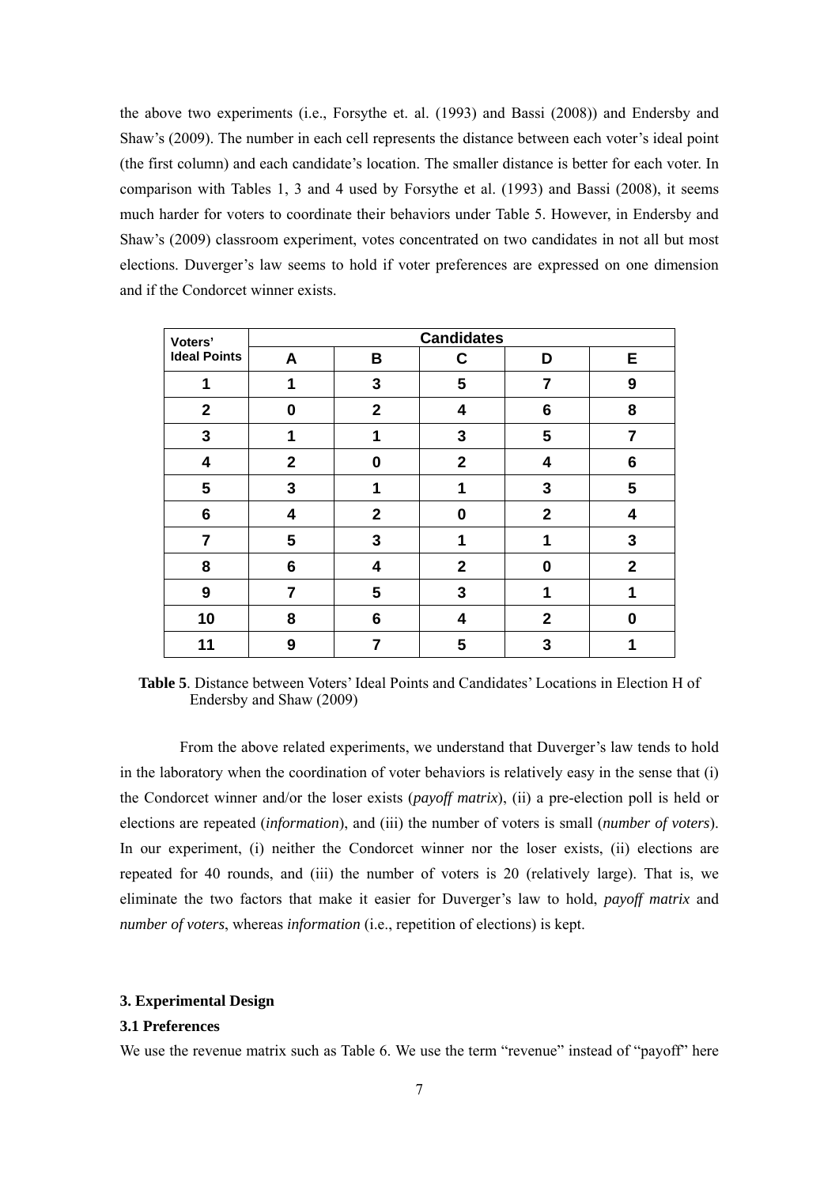the above two experiments (i.e., Forsythe et. al. (1993) and Bassi (2008)) and Endersby and Shaw's (2009). The number in each cell represents the distance between each voter's ideal point (the first column) and each candidate's location. The smaller distance is better for each voter. In comparison with Tables 1, 3 and 4 used by Forsythe et al. (1993) and Bassi (2008), it seems much harder for voters to coordinate their behaviors under Table 5. However, in Endersby and Shaw's (2009) classroom experiment, votes concentrated on two candidates in not all but most elections. Duverger's law seems to hold if voter preferences are expressed on one dimension and if the Condorcet winner exists.

| Voters' Ideal Points | Candidates | | | | |
|---|---|---|---|---|---|
| | A | B | C | D | E |
| 1 | 1 | 3 | 5 | 7 | 9 |
| 2 | 0 | 2 | 4 | 6 | 8 |
| 3 | 1 | 1 | 3 | 5 | 7 |
| 4 | 2 | 0 | 2 | 4 | 6 |
| 5 | 3 | 1 | 1 | 3 | 5 |
| 6 | 4 | 2 | 0 | 2 | 4 |
| 7 | 5 | 3 | 1 | 1 | 3 |
| 8 | 6 | 4 | 2 | 0 | 2 |
| 9 | 7 | 5 | 3 | 1 | 1 |
| 10 | 8 | 6 | 4 | 2 | 0 |
| 11 | 9 | 7 | 5 | 3 | 1 |

**Table 5**. Distance between Voters' Ideal Points and Candidates' Locations in Election H of Endersby and Shaw (2009)

From the above related experiments, we understand that Duverger's law tends to hold in the laboratory when the coordination of voter behaviors is relatively easy in the sense that (i) the Condorcet winner and/or the loser exists (*payoff matrix*), (ii) a pre-election poll is held or elections are repeated (*information*), and (iii) the number of voters is small (*number of voters*). In our experiment, (i) neither the Condorcet winner nor the loser exists, (ii) elections are repeated for 40 rounds, and (iii) the number of voters is 20 (relatively large). That is, we eliminate the two factors that make it easier for Duverger's law to hold, *payoff matrix* and *number of voters*, whereas *information* (i.e., repetition of elections) is kept.

## 3. Experimental Design

### 3.1 Preferences

We use the revenue matrix such as Table 6. We use the term "revenue" instead of "payoff" here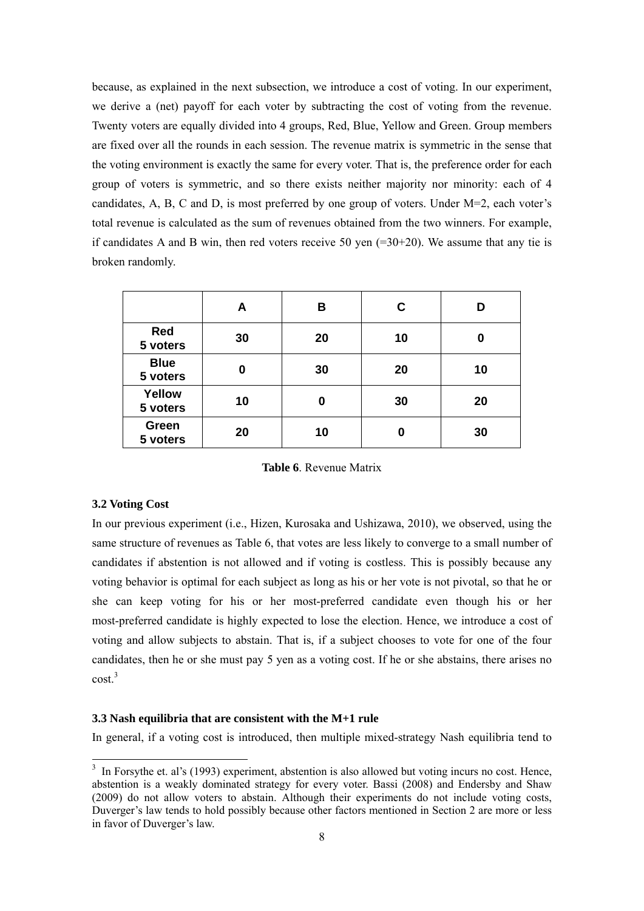because, as explained in the next subsection, we introduce a cost of voting. In our experiment, we derive a (net) payoff for each voter by subtracting the cost of voting from the revenue. Twenty voters are equally divided into 4 groups, Red, Blue, Yellow and Green. Group members are fixed over all the rounds in each session. The revenue matrix is symmetric in the sense that the voting environment is exactly the same for every voter. That is, the preference order for each group of voters is symmetric, and so there exists neither majority nor minority: each of 4 candidates, A, B, C and D, is most preferred by one group of voters. Under M=2, each voter's total revenue is calculated as the sum of revenues obtained from the two winners. For example, if candidates A and B win, then red voters receive 50 yen (=30+20). We assume that any tie is broken randomly.

| | A | B | C | D |
|---|---|---|---|---|
| **Red 5 voters** | **30** | **20** | **10** | **0** |
| **Blue 5 voters** | **0** | **30** | **20** | **10** |
| **Yellow 5 voters** | **10** | **0** | **30** | **20** |
| **Green 5 voters** | **20** | **10** | **0** | **30** |

**Table 6**. Revenue Matrix

### 3.2 Voting Cost

In our previous experiment (i.e., Hizen, Kurosaka and Ushizawa, 2010), we observed, using the same structure of revenues as Table 6, that votes are less likely to converge to a small number of candidates if abstention is not allowed and if voting is costless. This is possibly because any voting behavior is optimal for each subject as long as his or her vote is not pivotal, so that he or she can keep voting for his or her most-preferred candidate even though his or her most-preferred candidate is highly expected to lose the election. Hence, we introduce a cost of voting and allow subjects to abstain. That is, if a subject chooses to vote for one of the four candidates, then he or she must pay 5 yen as a voting cost. If he or she abstains, there arises no cost.[3]

### 3.3 Nash equilibria that are consistent with the M+1 rule

In general, if a voting cost is introduced, then multiple mixed-strategy Nash equilibria tend to

[3] In Forsythe et. al's (1993) experiment, abstention is also allowed but voting incurs no cost. Hence, abstention is a weakly dominated strategy for every voter. Bassi (2008) and Endersby and Shaw (2009) do not allow voters to abstain. Although their experiments do not include voting costs, Duverger's law tends to hold possibly because other factors mentioned in Section 2 are more or less in favor of Duverger's law.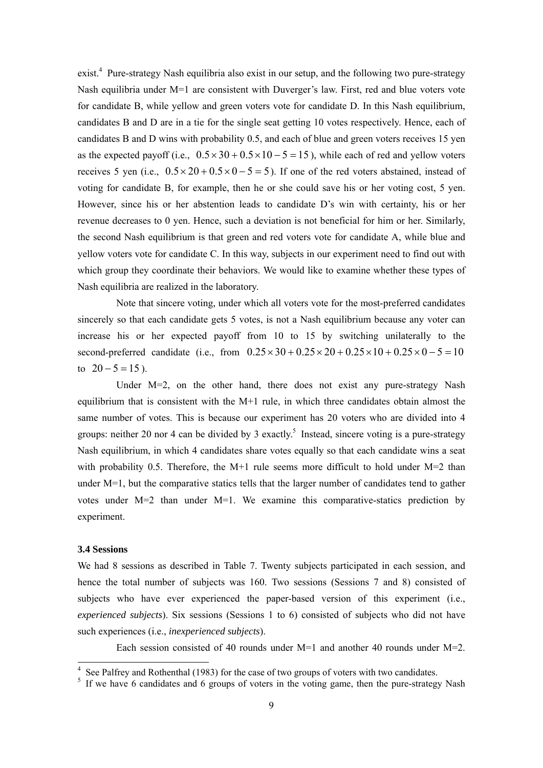exist.[4] Pure-strategy Nash equilibria also exist in our setup, and the following two pure-strategy Nash equilibria under M=1 are consistent with Duverger's law. First, red and blue voters vote for candidate B, while yellow and green voters vote for candidate D. In this Nash equilibrium, candidates B and D are in a tie for the single seat getting 10 votes respectively. Hence, each of candidates B and D wins with probability 0.5, and each of blue and green voters receives 15 yen as the expected payoff (i.e., $0.5 \times 30 + 0.5 \times 10 - 5 = 15$), while each of red and yellow voters receives 5 yen (i.e., $0.5 \times 20 + 0.5 \times 0 - 5 = 5$). If one of the red voters abstained, instead of voting for candidate B, for example, then he or she could save his or her voting cost, 5 yen. However, since his or her abstention leads to candidate D's win with certainty, his or her revenue decreases to 0 yen. Hence, such a deviation is not beneficial for him or her. Similarly, the second Nash equilibrium is that green and red voters vote for candidate A, while blue and yellow voters vote for candidate C. In this way, subjects in our experiment need to find out with which group they coordinate their behaviors. We would like to examine whether these types of Nash equilibria are realized in the laboratory.

Note that sincere voting, under which all voters vote for the most-preferred candidates sincerely so that each candidate gets 5 votes, is not a Nash equilibrium because any voter can increase his or her expected payoff from 10 to 15 by switching unilaterally to the second-preferred candidate (i.e., from $0.25 \times 30 + 0.25 \times 20 + 0.25 \times 10 + 0.25 \times 0 - 5 = 10$ to $20 - 5 = 15$).

Under M=2, on the other hand, there does not exist any pure-strategy Nash equilibrium that is consistent with the M+1 rule, in which three candidates obtain almost the same number of votes. This is because our experiment has 20 voters who are divided into 4 groups: neither 20 nor 4 can be divided by 3 exactly.[5] Instead, sincere voting is a pure-strategy Nash equilibrium, in which 4 candidates share votes equally so that each candidate wins a seat with probability 0.5. Therefore, the M+1 rule seems more difficult to hold under M=2 than under M=1, but the comparative statics tells that the larger number of candidates tend to gather votes under M=2 than under M=1. We examine this comparative-statics prediction by experiment.

### 3.4 Sessions

We had 8 sessions as described in Table 7. Twenty subjects participated in each session, and hence the total number of subjects was 160. Two sessions (Sessions 7 and 8) consisted of subjects who have ever experienced the paper-based version of this experiment (i.e., *experienced subjects*). Six sessions (Sessions 1 to 6) consisted of subjects who did not have such experiences (i.e., *inexperienced subjects*).

Each session consisted of 40 rounds under M=1 and another 40 rounds under M=2.

---

[4] See Palfrey and Rothenthal (1983) for the case of two groups of voters with two candidates.

[5] If we have 6 candidates and 6 groups of voters in the voting game, then the pure-strategy Nash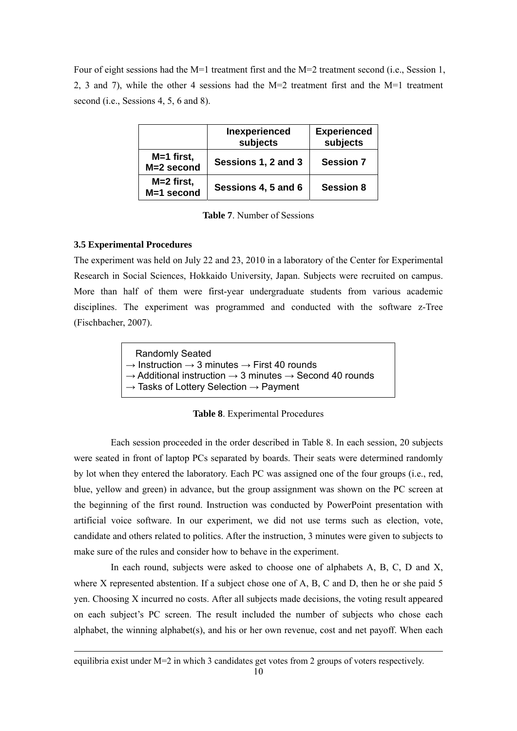Four of eight sessions had the M=1 treatment first and the M=2 treatment second (i.e., Session 1, 2, 3 and 7), while the other 4 sessions had the M=2 treatment first and the M=1 treatment second (i.e., Sessions 4, 5, 6 and 8).

| | Inexperienced subjects | Experienced subjects |
|---|---|---|
| M=1 first, M=2 second | Sessions 1, 2 and 3 | Session 7 |
| M=2 first, M=1 second | Sessions 4, 5 and 6 | Session 8 |

**Table 7**. Number of Sessions

### 3.5 Experimental Procedures

The experiment was held on July 22 and 23, 2010 in a laboratory of the Center for Experimental Research in Social Sciences, Hokkaido University, Japan. Subjects were recruited on campus. More than half of them were first-year undergraduate students from various academic disciplines. The experiment was programmed and conducted with the software z-Tree (Fischbacher, 2007).

| Randomly Seated<br>→ Instruction → 3 minutes → First 40 rounds<br>→ Additional instruction → 3 minutes → Second 40 rounds<br>→ Tasks of Lottery Selection → Payment |
|---|

**Table 8**. Experimental Procedures

Each session proceeded in the order described in Table 8. In each session, 20 subjects were seated in front of laptop PCs separated by boards. Their seats were determined randomly by lot when they entered the laboratory. Each PC was assigned one of the four groups (i.e., red, blue, yellow and green) in advance, but the group assignment was shown on the PC screen at the beginning of the first round. Instruction was conducted by PowerPoint presentation with artificial voice software. In our experiment, we did not use terms such as election, vote, candidate and others related to politics. After the instruction, 3 minutes were given to subjects to make sure of the rules and consider how to behave in the experiment.

In each round, subjects were asked to choose one of alphabets A, B, C, D and X, where X represented abstention. If a subject chose one of A, B, C and D, then he or she paid 5 yen. Choosing X incurred no costs. After all subjects made decisions, the voting result appeared on each subject's PC screen. The result included the number of subjects who chose each alphabet, the winning alphabet(s), and his or her own revenue, cost and net payoff. When each

equilibria exist under M=2 in which 3 candidates get votes from 2 groups of voters respectively.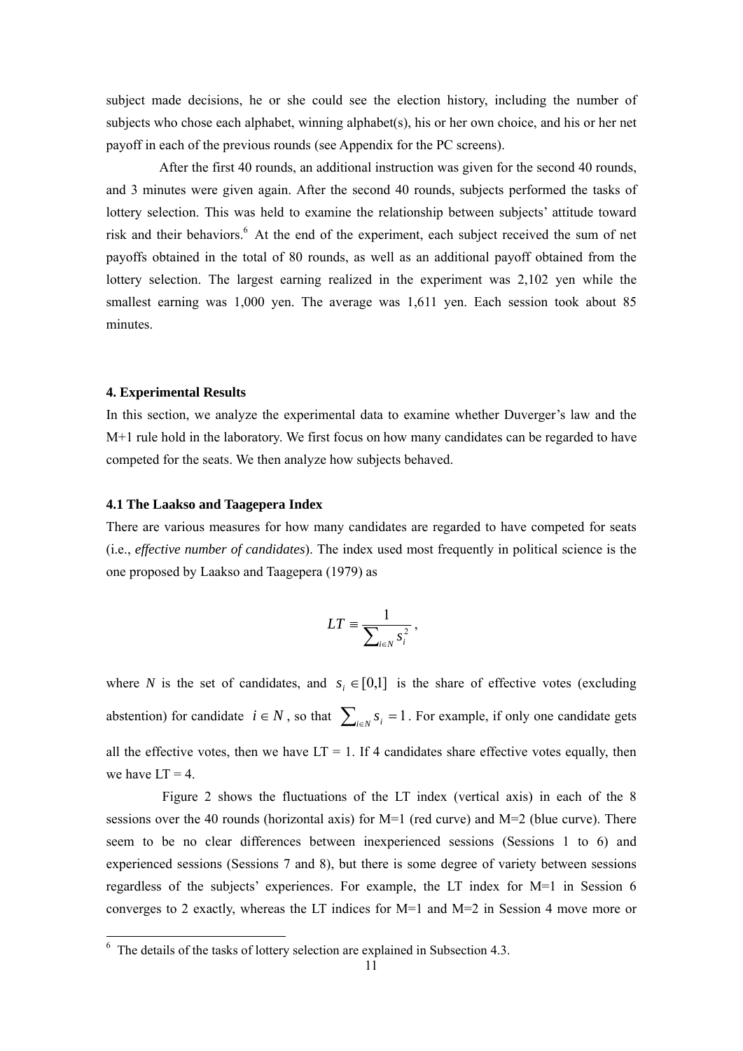subject made decisions, he or she could see the election history, including the number of subjects who chose each alphabet, winning alphabet(s), his or her own choice, and his or her net payoff in each of the previous rounds (see Appendix for the PC screens).

After the first 40 rounds, an additional instruction was given for the second 40 rounds, and 3 minutes were given again. After the second 40 rounds, subjects performed the tasks of lottery selection. This was held to examine the relationship between subjects' attitude toward risk and their behaviors.[6] At the end of the experiment, each subject received the sum of net payoffs obtained in the total of 80 rounds, as well as an additional payoff obtained from the lottery selection. The largest earning realized in the experiment was 2,102 yen while the smallest earning was 1,000 yen. The average was 1,611 yen. Each session took about 85 minutes.

## 4. Experimental Results

In this section, we analyze the experimental data to examine whether Duverger's law and the M+1 rule hold in the laboratory. We first focus on how many candidates can be regarded to have competed for the seats. We then analyze how subjects behaved.

### 4.1 The Laakso and Taagepera Index

There are various measures for how many candidates are regarded to have competed for seats (i.e., *effective number of candidates*). The index used most frequently in political science is the one proposed by Laakso and Taagepera (1979) as

$$LT \equiv \frac{1}{\sum_{i \in N} s_i^2},$$

where $N$ is the set of candidates, and $s_i \in [0,1]$ is the share of effective votes (excluding abstention) for candidate $i \in N$, so that $\sum_{i \in N} s_i = 1$. For example, if only one candidate gets all the effective votes, then we have LT = 1. If 4 candidates share effective votes equally, then we have LT = 4.

Figure 2 shows the fluctuations of the LT index (vertical axis) in each of the 8 sessions over the 40 rounds (horizontal axis) for M=1 (red curve) and M=2 (blue curve). There seem to be no clear differences between inexperienced sessions (Sessions 1 to 6) and experienced sessions (Sessions 7 and 8), but there is some degree of variety between sessions regardless of the subjects' experiences. For example, the LT index for M=1 in Session 6 converges to 2 exactly, whereas the LT indices for M=1 and M=2 in Session 4 move more or

---

[6] The details of the tasks of lottery selection are explained in Subsection 4.3.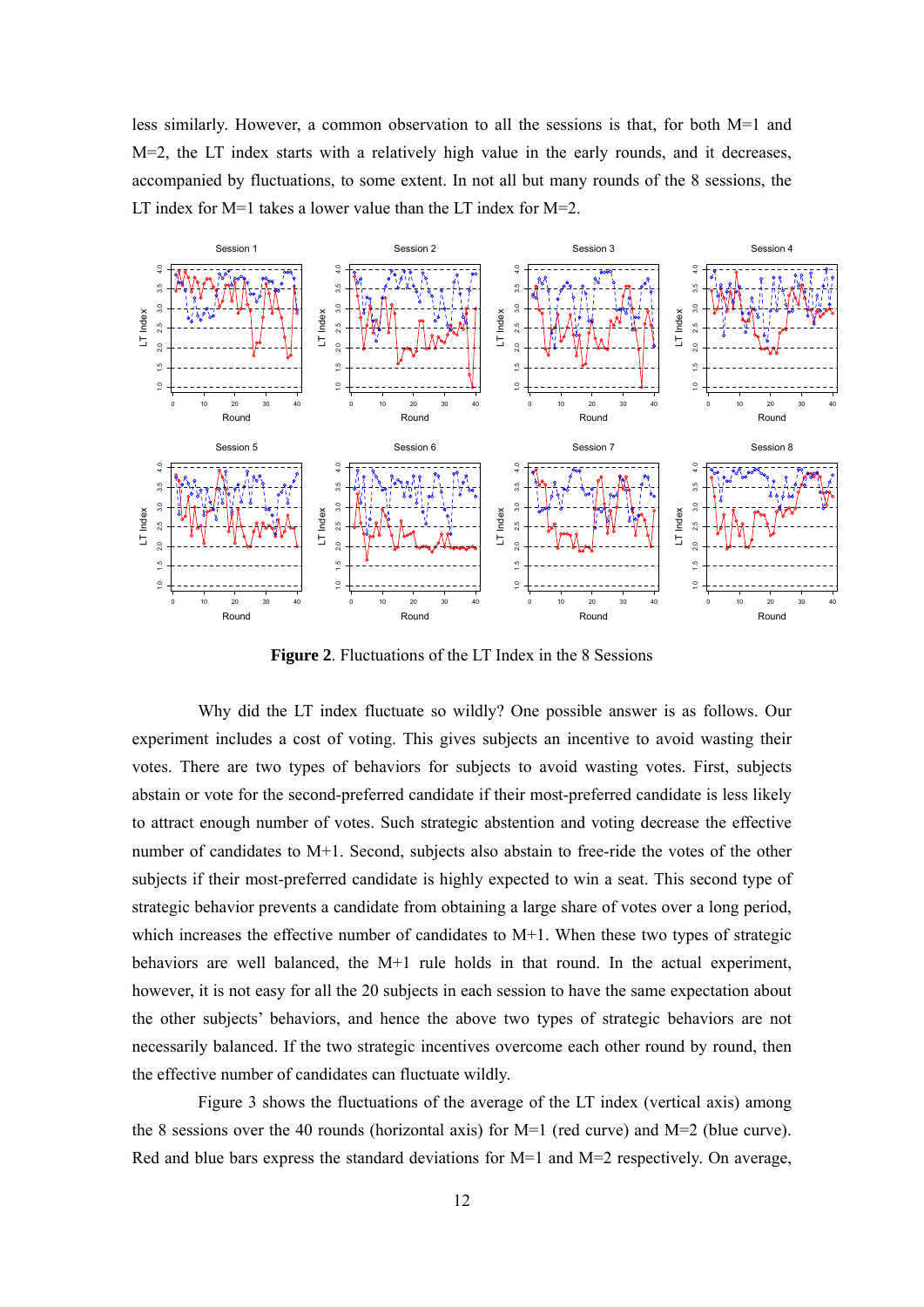less similarly. However, a common observation to all the sessions is that, for both M=1 and M=2, the LT index starts with a relatively high value in the early rounds, and it decreases, accompanied by fluctuations, to some extent. In not all but many rounds of the 8 sessions, the LT index for M=1 takes a lower value than the LT index for M=2.

**Figure 2**. Fluctuations of the LT Index in the 8 Sessions

Why did the LT index fluctuate so wildly? One possible answer is as follows. Our experiment includes a cost of voting. This gives subjects an incentive to avoid wasting their votes. There are two types of behaviors for subjects to avoid wasting votes. First, subjects abstain or vote for the second-preferred candidate if their most-preferred candidate is less likely to attract enough number of votes. Such strategic abstention and voting decrease the effective number of candidates to M+1. Second, subjects also abstain to free-ride the votes of the other subjects if their most-preferred candidate is highly expected to win a seat. This second type of strategic behavior prevents a candidate from obtaining a large share of votes over a long period, which increases the effective number of candidates to M+1. When these two types of strategic behaviors are well balanced, the M+1 rule holds in that round. In the actual experiment, however, it is not easy for all the 20 subjects in each session to have the same expectation about the other subjects' behaviors, and hence the above two types of strategic behaviors are not necessarily balanced. If the two strategic incentives overcome each other round by round, then the effective number of candidates can fluctuate wildly.

Figure 3 shows the fluctuations of the average of the LT index (vertical axis) among the 8 sessions over the 40 rounds (horizontal axis) for M=1 (red curve) and M=2 (blue curve). Red and blue bars express the standard deviations for M=1 and M=2 respectively. On average,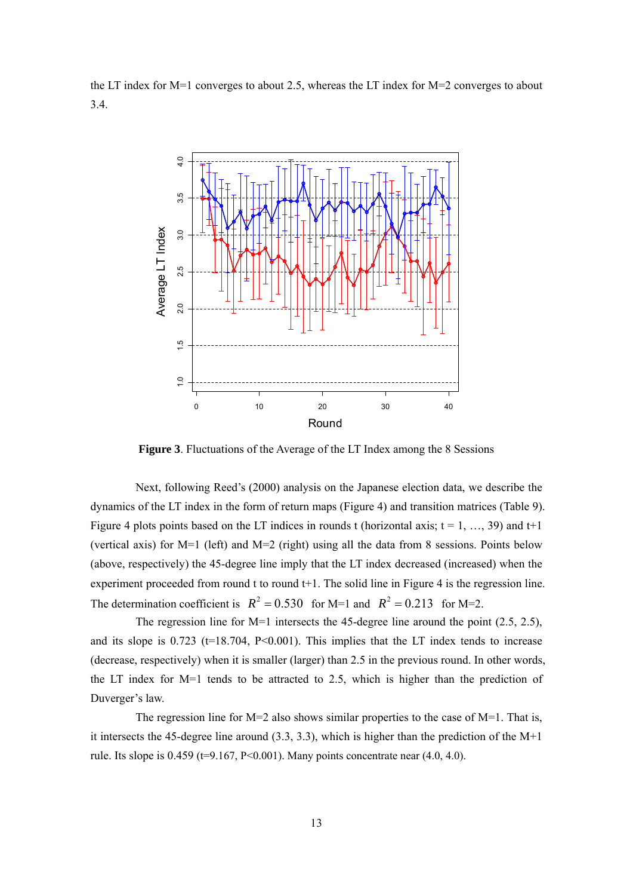the LT index for M=1 converges to about 2.5, whereas the LT index for M=2 converges to about 3.4.

**Figure 3**. Fluctuations of the Average of the LT Index among the 8 Sessions

Next, following Reed's (2000) analysis on the Japanese election data, we describe the dynamics of the LT index in the form of return maps (Figure 4) and transition matrices (Table 9). Figure 4 plots points based on the LT indices in rounds t (horizontal axis; t = 1, …, 39) and t+1 (vertical axis) for M=1 (left) and M=2 (right) using all the data from 8 sessions. Points below (above, respectively) the 45-degree line imply that the LT index decreased (increased) when the experiment proceeded from round t to round t+1. The solid line in Figure 4 is the regression line. The determination coefficient is $R^2 = 0.530$ for M=1 and $R^2 = 0.213$ for M=2.

The regression line for M=1 intersects the 45-degree line around the point (2.5, 2.5), and its slope is 0.723 (t=18.704, P<0.001). This implies that the LT index tends to increase (decrease, respectively) when it is smaller (larger) than 2.5 in the previous round. In other words, the LT index for M=1 tends to be attracted to 2.5, which is higher than the prediction of Duverger's law.

The regression line for M=2 also shows similar properties to the case of M=1. That is, it intersects the 45-degree line around (3.3, 3.3), which is higher than the prediction of the M+1 rule. Its slope is 0.459 (t=9.167, P<0.001). Many points concentrate near (4.0, 4.0).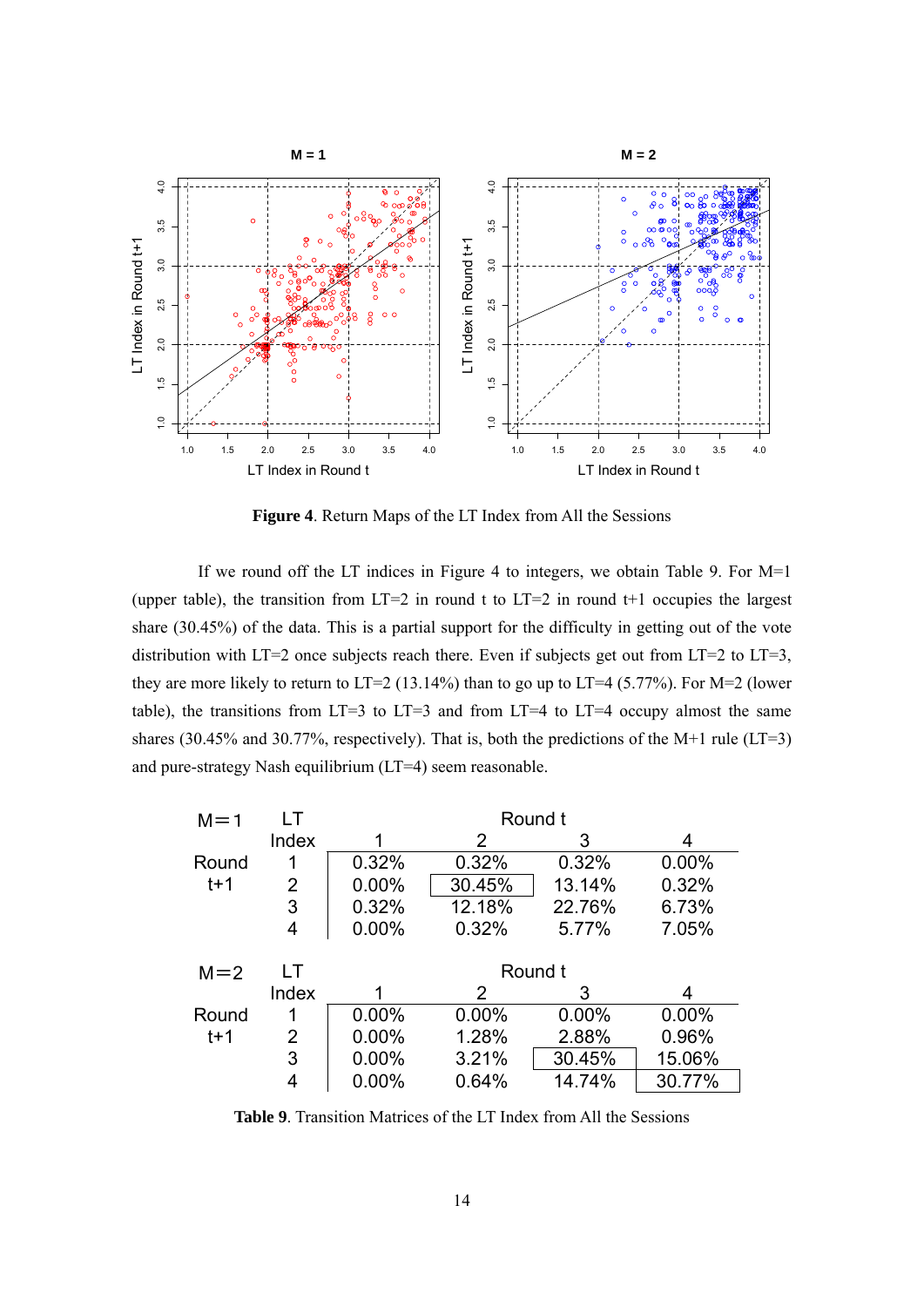**Figure 4**. Return Maps of the LT Index from All the Sessions

If we round off the LT indices in Figure 4 to integers, we obtain Table 9. For M=1 (upper table), the transition from LT=2 in round t to LT=2 in round t+1 occupies the largest share (30.45%) of the data. This is a partial support for the difficulty in getting out of the vote distribution with LT=2 once subjects reach there. Even if subjects get out from LT=2 to LT=3, they are more likely to return to LT=2 (13.14%) than to go up to LT=4 (5.77%). For M=2 (lower table), the transitions from LT=3 to LT=3 and from LT=4 to LT=4 occupy almost the same shares (30.45% and 30.77%, respectively). That is, both the predictions of the M+1 rule (LT=3) and pure-strategy Nash equilibrium (LT=4) seem reasonable.

| M=1 | LT Index | Round t | | | |
|---|---|---|---|---|---|
| | | 1 | 2 | 3 | 4 |
| Round t+1 | 1 | 0.32% | 0.32% | 0.32% | 0.00% |
| | 2 | 0.00% | 30.45% | 13.14% | 0.32% |
| | 3 | 0.32% | 12.18% | 22.76% | 6.73% |
| | 4 | 0.00% | 0.32% | 5.77% | 7.05% |

| M=2 | LT Index | Round t | | | |
|---|---|---|---|---|---|
| | | 1 | 2 | 3 | 4 |
| Round t+1 | 1 | 0.00% | 0.00% | 0.00% | 0.00% |
| | 2 | 0.00% | 1.28% | 2.88% | 0.96% |
| | 3 | 0.00% | 3.21% | 30.45% | 15.06% |
| | 4 | 0.00% | 0.64% | 14.74% | 30.77% |

**Table 9**. Transition Matrices of the LT Index from All the Sessions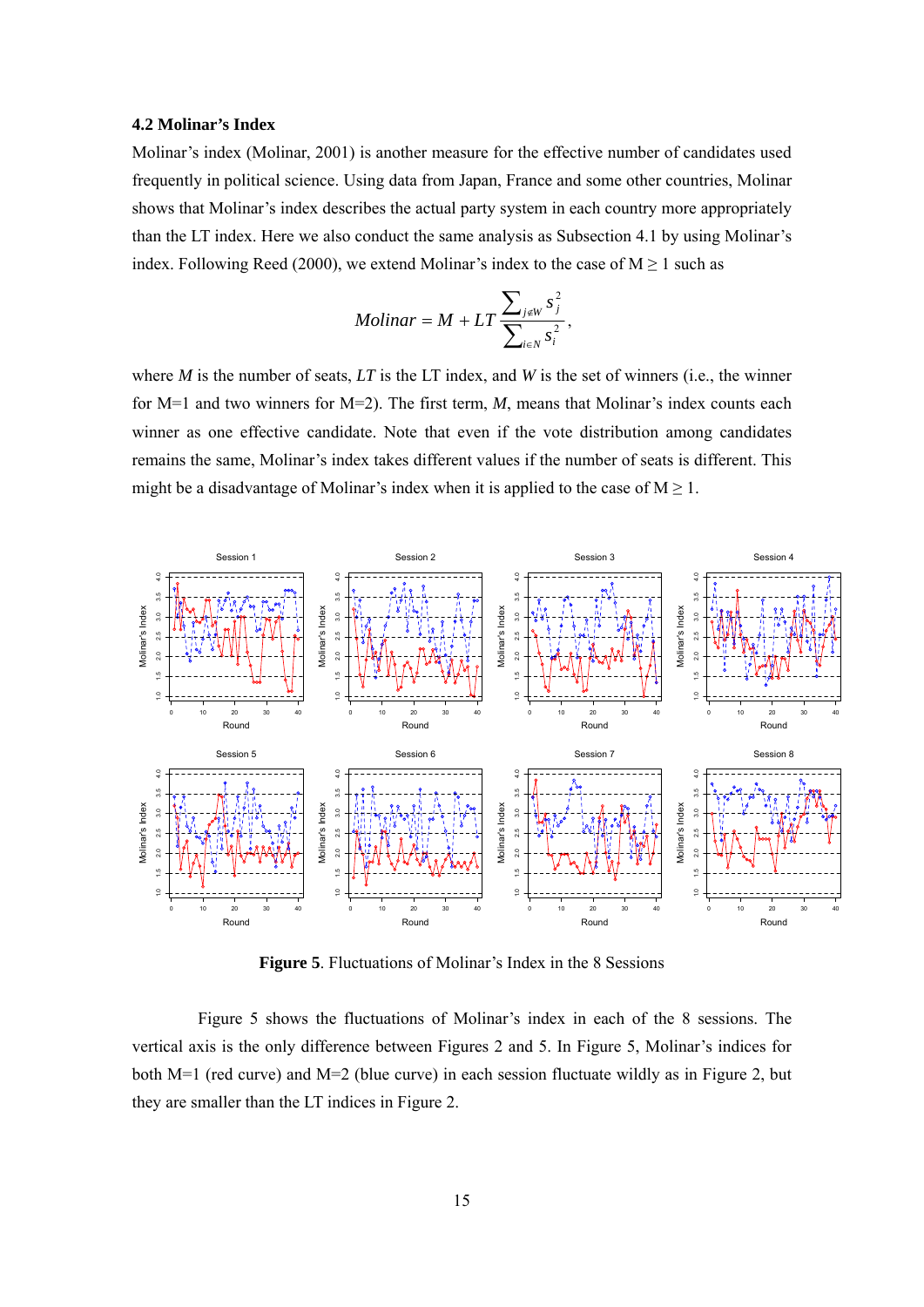### 4.2 Molinar's Index

Molinar's index (Molinar, 2001) is another measure for the effective number of candidates used frequently in political science. Using data from Japan, France and some other countries, Molinar shows that Molinar's index describes the actual party system in each country more appropriately than the LT index. Here we also conduct the same analysis as Subsection 4.1 by using Molinar's index. Following Reed (2000), we extend Molinar's index to the case of M ≥ 1 such as

$$Molinar = M + LT \frac{\sum_{j \notin W} s_j^2}{\sum_{i \in N} s_i^2},$$

where $M$ is the number of seats, $LT$ is the LT index, and $W$ is the set of winners (i.e., the winner for M=1 and two winners for M=2). The first term, $M$, means that Molinar's index counts each winner as one effective candidate. Note that even if the vote distribution among candidates remains the same, Molinar's index takes different values if the number of seats is different. This might be a disadvantage of Molinar's index when it is applied to the case of M ≥ 1.

**Figure 5**. Fluctuations of Molinar's Index in the 8 Sessions

Figure 5 shows the fluctuations of Molinar's index in each of the 8 sessions. The vertical axis is the only difference between Figures 2 and 5. In Figure 5, Molinar's indices for both M=1 (red curve) and M=2 (blue curve) in each session fluctuate wildly as in Figure 2, but they are smaller than the LT indices in Figure 2.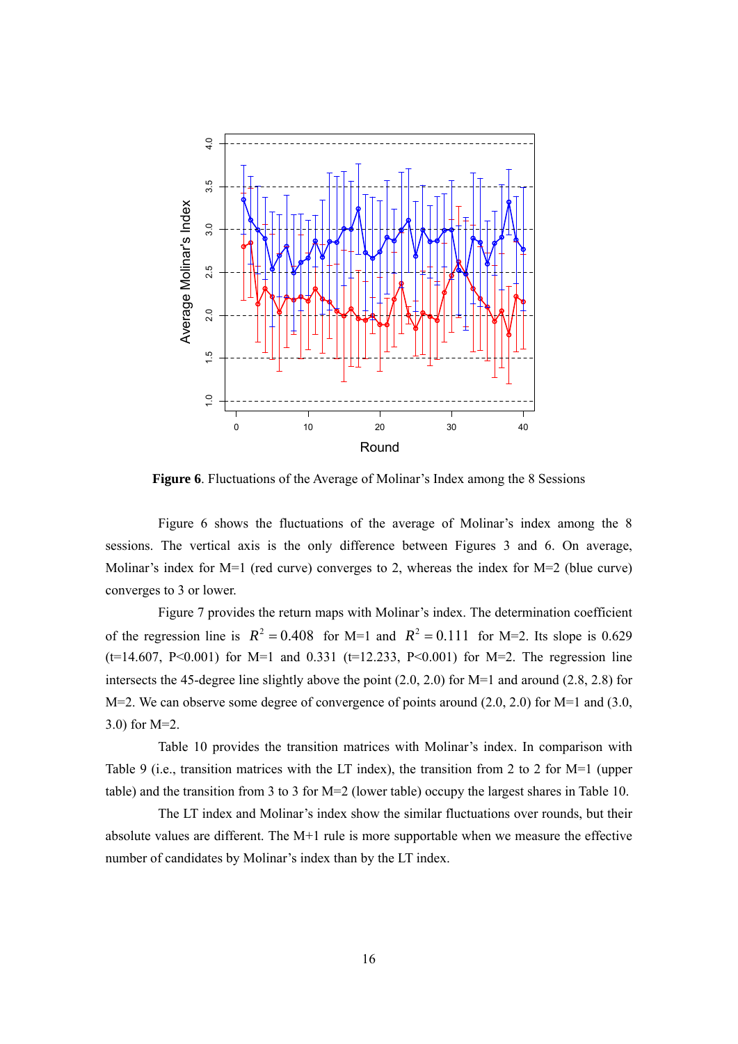**Figure 6**. Fluctuations of the Average of Molinar's Index among the 8 Sessions

Figure 6 shows the fluctuations of the average of Molinar's index among the 8 sessions. The vertical axis is the only difference between Figures 3 and 6. On average, Molinar's index for M=1 (red curve) converges to 2, whereas the index for M=2 (blue curve) converges to 3 or lower.

Figure 7 provides the return maps with Molinar's index. The determination coefficient of the regression line is $R^2 = 0.408$ for M=1 and $R^2 = 0.111$ for M=2. Its slope is 0.629 (t=14.607, P<0.001) for M=1 and 0.331 (t=12.233, P<0.001) for M=2. The regression line intersects the 45-degree line slightly above the point (2.0, 2.0) for M=1 and around (2.8, 2.8) for M=2. We can observe some degree of convergence of points around (2.0, 2.0) for M=1 and (3.0, 3.0) for M=2.

Table 10 provides the transition matrices with Molinar's index. In comparison with Table 9 (i.e., transition matrices with the LT index), the transition from 2 to 2 for M=1 (upper table) and the transition from 3 to 3 for M=2 (lower table) occupy the largest shares in Table 10.

The LT index and Molinar's index show the similar fluctuations over rounds, but their absolute values are different. The M+1 rule is more supportable when we measure the effective number of candidates by Molinar's index than by the LT index.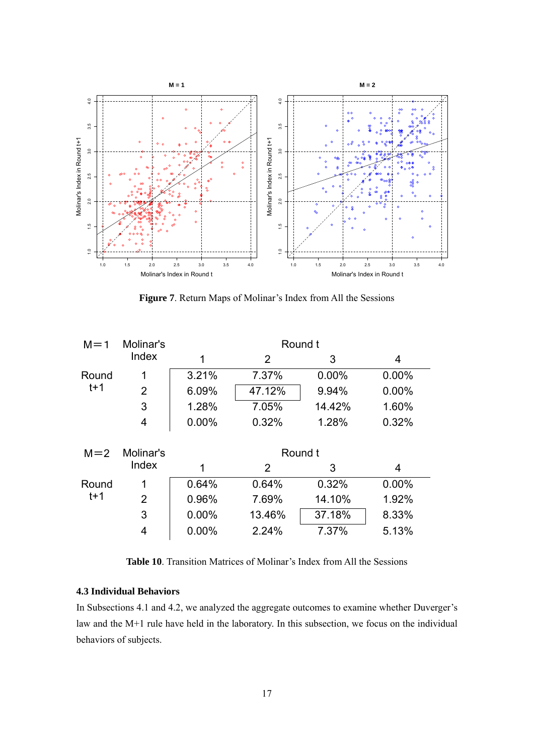**Figure 7**. Return Maps of Molinar's Index from All the Sessions

| M=1 | Molinar's Index | Round t | | | |
|---|---|---|---|---|---|
| | | 1 | 2 | 3 | 4 |
| Round t+1 | 1 | 3.21% | 7.37% | 0.00% | 0.00% |
| | 2 | 6.09% | 47.12% | 9.94% | 0.00% |
| | 3 | 1.28% | 7.05% | 14.42% | 1.60% |
| | 4 | 0.00% | 0.32% | 1.28% | 0.32% |

| M=2 | Molinar's Index | Round t | | | |
|---|---|---|---|---|---|
| | | 1 | 2 | 3 | 4 |
| Round t+1 | 1 | 0.64% | 0.64% | 0.32% | 0.00% |
| | 2 | 0.96% | 7.69% | 14.10% | 1.92% |
| | 3 | 0.00% | 13.46% | 37.18% | 8.33% |
| | 4 | 0.00% | 2.24% | 7.37% | 5.13% |

**Table 10**. Transition Matrices of Molinar's Index from All the Sessions

### 4.3 Individual Behaviors

In Subsections 4.1 and 4.2, we analyzed the aggregate outcomes to examine whether Duverger's law and the M+1 rule have held in the laboratory. In this subsection, we focus on the individual behaviors of subjects.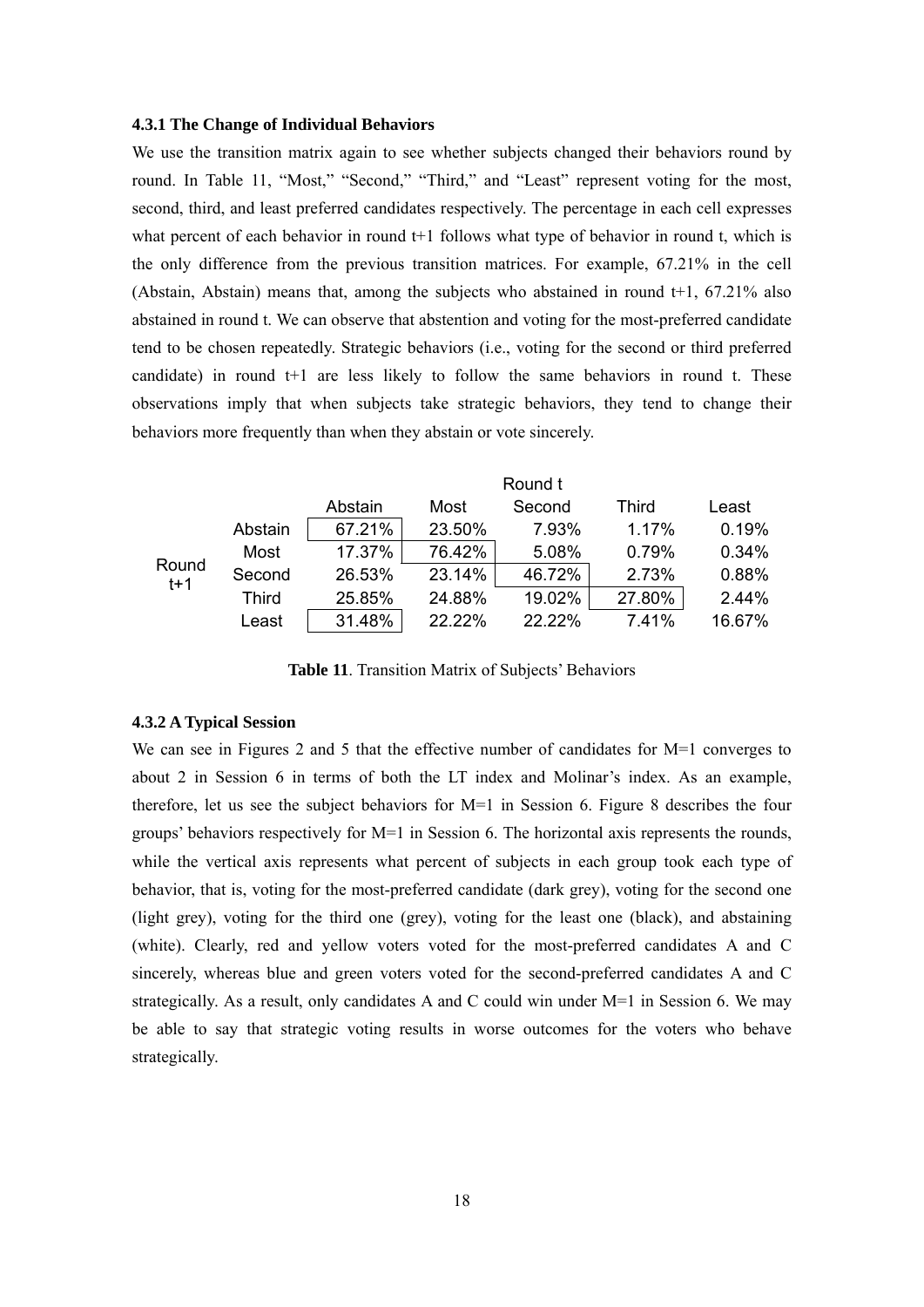### 4.3.1 The Change of Individual Behaviors

We use the transition matrix again to see whether subjects changed their behaviors round by round. In Table 11, "Most," "Second," "Third," and "Least" represent voting for the most, second, third, and least preferred candidates respectively. The percentage in each cell expresses what percent of each behavior in round t+1 follows what type of behavior in round t, which is the only difference from the previous transition matrices. For example, 67.21% in the cell (Abstain, Abstain) means that, among the subjects who abstained in round t+1, 67.21% also abstained in round t. We can observe that abstention and voting for the most-preferred candidate tend to be chosen repeatedly. Strategic behaviors (i.e., voting for the second or third preferred candidate) in round t+1 are less likely to follow the same behaviors in round t. These observations imply that when subjects take strategic behaviors, they tend to change their behaviors more frequently than when they abstain or vote sincerely.

| | | Round t | | | | |
|---|---|---|---|---|---|---|
| | | Abstain | Most | Second | Third | Least |
| Round t+1 | Abstain | 67.21% | 23.50% | 7.93% | 1.17% | 0.19% |
| | Most | 17.37% | 76.42% | 5.08% | 0.79% | 0.34% |
| | Second | 26.53% | 23.14% | 46.72% | 2.73% | 0.88% |
| | Third | 25.85% | 24.88% | 19.02% | 27.80% | 2.44% |
| | Least | 31.48% | 22.22% | 22.22% | 7.41% | 16.67% |

**Table 11**. Transition Matrix of Subjects' Behaviors

### 4.3.2 A Typical Session

We can see in Figures 2 and 5 that the effective number of candidates for M=1 converges to about 2 in Session 6 in terms of both the LT index and Molinar's index. As an example, therefore, let us see the subject behaviors for M=1 in Session 6. Figure 8 describes the four groups' behaviors respectively for M=1 in Session 6. The horizontal axis represents the rounds, while the vertical axis represents what percent of subjects in each group took each type of behavior, that is, voting for the most-preferred candidate (dark grey), voting for the second one (light grey), voting for the third one (grey), voting for the least one (black), and abstaining (white). Clearly, red and yellow voters voted for the most-preferred candidates A and C sincerely, whereas blue and green voters voted for the second-preferred candidates A and C strategically. As a result, only candidates A and C could win under M=1 in Session 6. We may be able to say that strategic voting results in worse outcomes for the voters who behave strategically.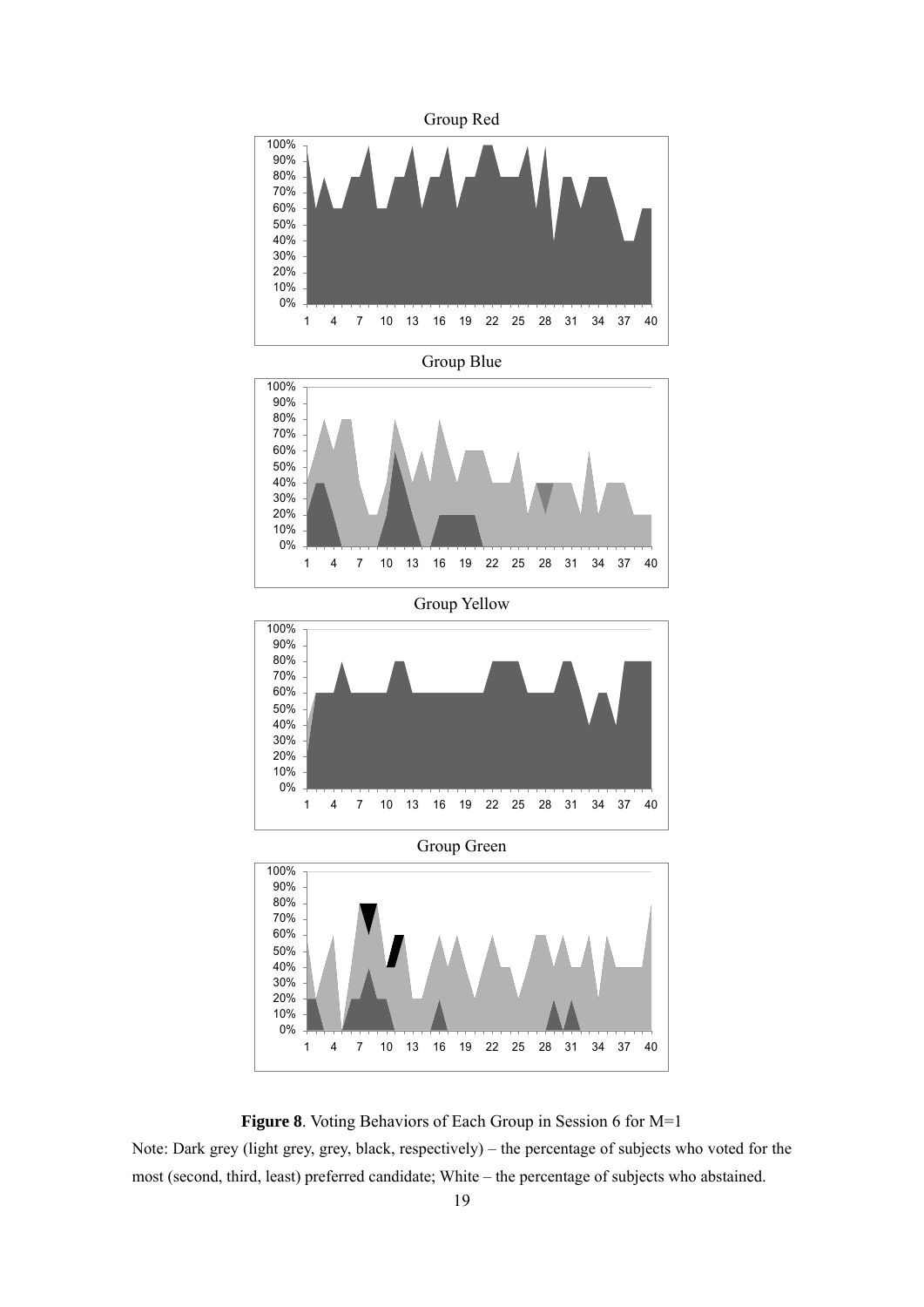Group Red

Group Blue

Group Yellow

Group Green

**Figure 8**. Voting Behaviors of Each Group in Session 6 for M=1

Note: Dark grey (light grey, grey, black, respectively) – the percentage of subjects who voted for the most (second, third, least) preferred candidate; White – the percentage of subjects who abstained.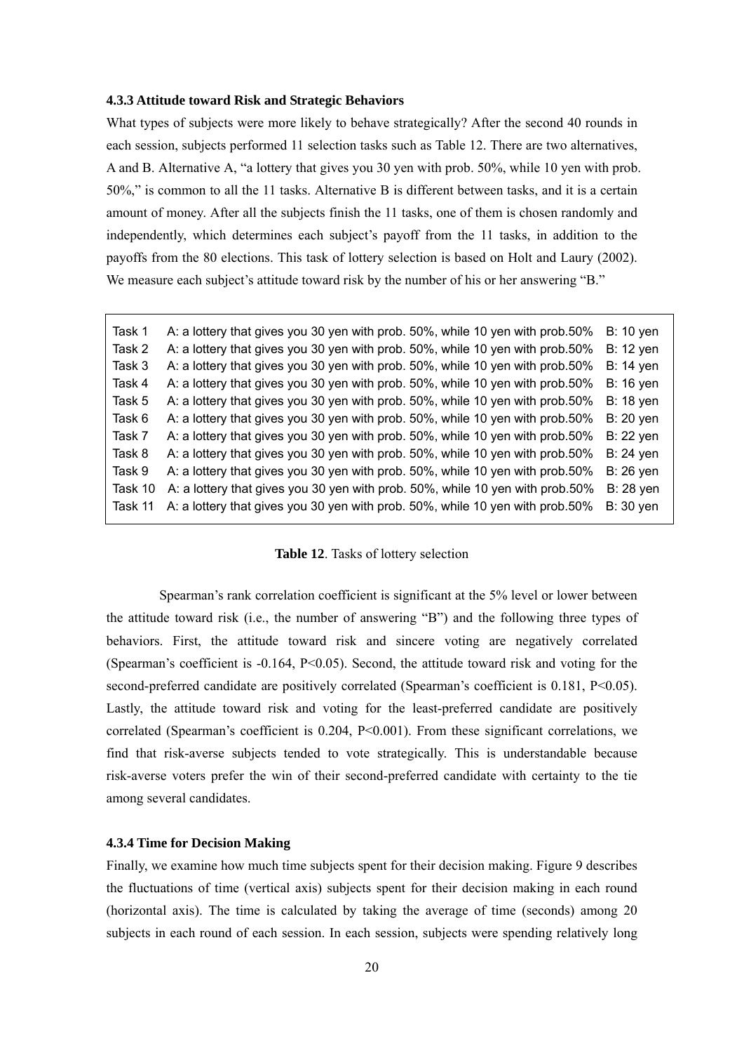#### 4.3.3 Attitude toward Risk and Strategic Behaviors

What types of subjects were more likely to behave strategically? After the second 40 rounds in each session, subjects performed 11 selection tasks such as Table 12. There are two alternatives, A and B. Alternative A, "a lottery that gives you 30 yen with prob. 50%, while 10 yen with prob. 50%," is common to all the 11 tasks. Alternative B is different between tasks, and it is a certain amount of money. After all the subjects finish the 11 tasks, one of them is chosen randomly and independently, which determines each subject's payoff from the 11 tasks, in addition to the payoffs from the 80 elections. This task of lottery selection is based on Holt and Laury (2002). We measure each subject's attitude toward risk by the number of his or her answering "B."

| Task | A | B |
|---|---|---|
| Task 1 | A: a lottery that gives you 30 yen with prob. 50%, while 10 yen with prob.50% | B: 10 yen |
| Task 2 | A: a lottery that gives you 30 yen with prob. 50%, while 10 yen with prob.50% | B: 12 yen |
| Task 3 | A: a lottery that gives you 30 yen with prob. 50%, while 10 yen with prob.50% | B: 14 yen |
| Task 4 | A: a lottery that gives you 30 yen with prob. 50%, while 10 yen with prob.50% | B: 16 yen |
| Task 5 | A: a lottery that gives you 30 yen with prob. 50%, while 10 yen with prob.50% | B: 18 yen |
| Task 6 | A: a lottery that gives you 30 yen with prob. 50%, while 10 yen with prob.50% | B: 20 yen |
| Task 7 | A: a lottery that gives you 30 yen with prob. 50%, while 10 yen with prob.50% | B: 22 yen |
| Task 8 | A: a lottery that gives you 30 yen with prob. 50%, while 10 yen with prob.50% | B: 24 yen |
| Task 9 | A: a lottery that gives you 30 yen with prob. 50%, while 10 yen with prob.50% | B: 26 yen |
| Task 10 | A: a lottery that gives you 30 yen with prob. 50%, while 10 yen with prob.50% | B: 28 yen |
| Task 11 | A: a lottery that gives you 30 yen with prob. 50%, while 10 yen with prob.50% | B: 30 yen |

**Table 12**. Tasks of lottery selection

Spearman's rank correlation coefficient is significant at the 5% level or lower between the attitude toward risk (i.e., the number of answering "B") and the following three types of behaviors. First, the attitude toward risk and sincere voting are negatively correlated (Spearman's coefficient is -0.164, $P<0.05$). Second, the attitude toward risk and voting for the second-preferred candidate are positively correlated (Spearman's coefficient is 0.181, $P<0.05$). Lastly, the attitude toward risk and voting for the least-preferred candidate are positively correlated (Spearman's coefficient is 0.204, $P<0.001$). From these significant correlations, we find that risk-averse subjects tended to vote strategically. This is understandable because risk-averse voters prefer the win of their second-preferred candidate with certainty to the tie among several candidates.

#### 4.3.4 Time for Decision Making

Finally, we examine how much time subjects spent for their decision making. Figure 9 describes the fluctuations of time (vertical axis) subjects spent for their decision making in each round (horizontal axis). The time is calculated by taking the average of time (seconds) among 20 subjects in each round of each session. In each session, subjects were spending relatively long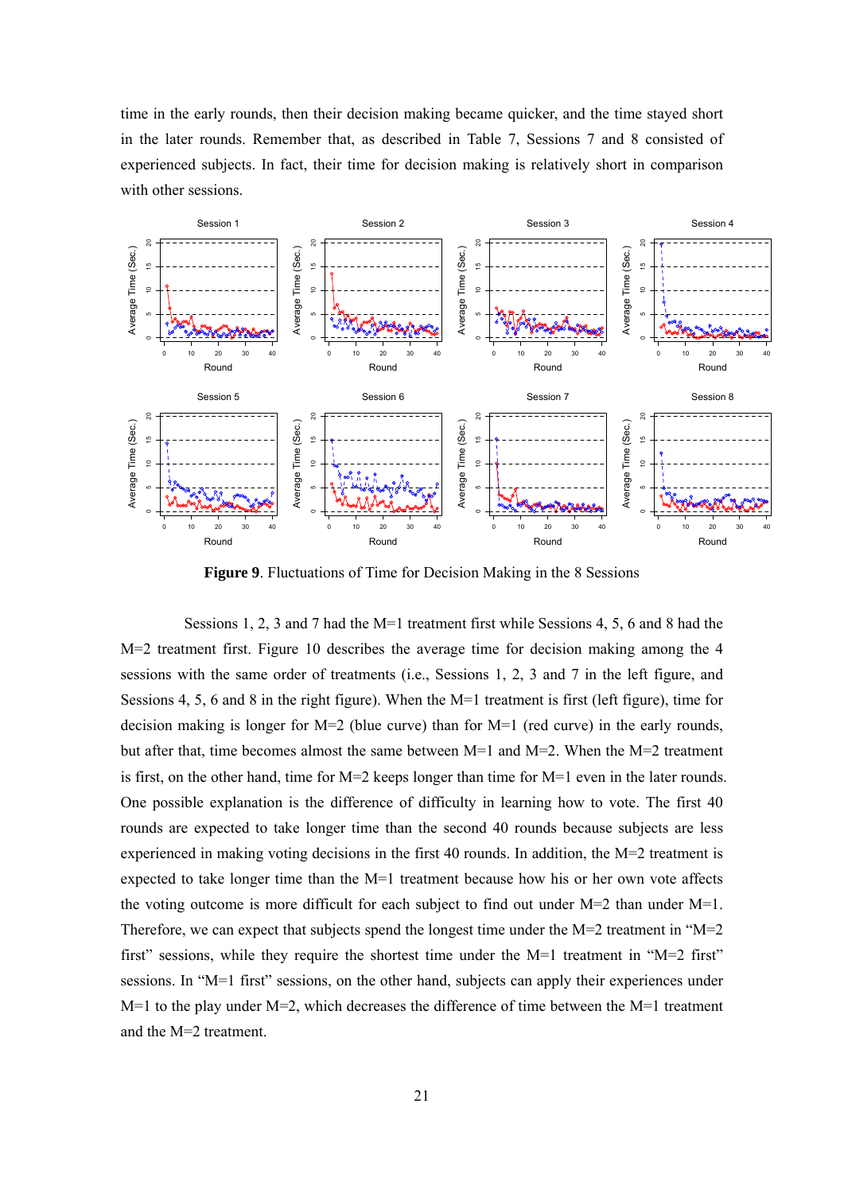time in the early rounds, then their decision making became quicker, and the time stayed short in the later rounds. Remember that, as described in Table 7, Sessions 7 and 8 consisted of experienced subjects. In fact, their time for decision making is relatively short in comparison with other sessions.

**Figure 9**. Fluctuations of Time for Decision Making in the 8 Sessions

Sessions 1, 2, 3 and 7 had the M=1 treatment first while Sessions 4, 5, 6 and 8 had the M=2 treatment first. Figure 10 describes the average time for decision making among the 4 sessions with the same order of treatments (i.e., Sessions 1, 2, 3 and 7 in the left figure, and Sessions 4, 5, 6 and 8 in the right figure). When the M=1 treatment is first (left figure), time for decision making is longer for M=2 (blue curve) than for M=1 (red curve) in the early rounds, but after that, time becomes almost the same between M=1 and M=2. When the M=2 treatment is first, on the other hand, time for M=2 keeps longer than time for M=1 even in the later rounds. One possible explanation is the difference of difficulty in learning how to vote. The first 40 rounds are expected to take longer time than the second 40 rounds because subjects are less experienced in making voting decisions in the first 40 rounds. In addition, the M=2 treatment is expected to take longer time than the M=1 treatment because how his or her own vote affects the voting outcome is more difficult for each subject to find out under M=2 than under M=1. Therefore, we can expect that subjects spend the longest time under the M=2 treatment in "M=2 first" sessions, while they require the shortest time under the M=1 treatment in "M=2 first" sessions. In "M=1 first" sessions, on the other hand, subjects can apply their experiences under M=1 to the play under M=2, which decreases the difference of time between the M=1 treatment and the M=2 treatment.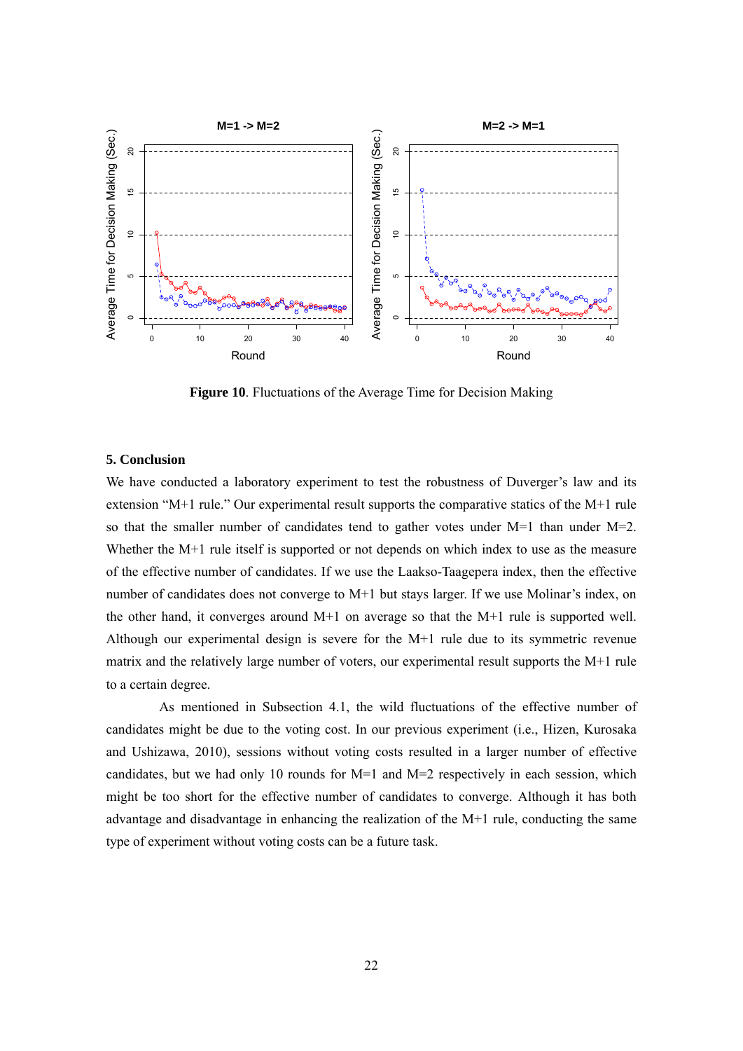**Figure 10**. Fluctuations of the Average Time for Decision Making

## 5. Conclusion

We have conducted a laboratory experiment to test the robustness of Duverger's law and its extension "M+1 rule." Our experimental result supports the comparative statics of the M+1 rule so that the smaller number of candidates tend to gather votes under M=1 than under M=2. Whether the M+1 rule itself is supported or not depends on which index to use as the measure of the effective number of candidates. If we use the Laakso-Taagepera index, then the effective number of candidates does not converge to M+1 but stays larger. If we use Molinar's index, on the other hand, it converges around M+1 on average so that the M+1 rule is supported well. Although our experimental design is severe for the M+1 rule due to its symmetric revenue matrix and the relatively large number of voters, our experimental result supports the M+1 rule to a certain degree.

As mentioned in Subsection 4.1, the wild fluctuations of the effective number of candidates might be due to the voting cost. In our previous experiment (i.e., Hizen, Kurosaka and Ushizawa, 2010), sessions without voting costs resulted in a larger number of effective candidates, but we had only 10 rounds for M=1 and M=2 respectively in each session, which might be too short for the effective number of candidates to converge. Although it has both advantage and disadvantage in enhancing the realization of the M+1 rule, conducting the same type of experiment without voting costs can be a future task.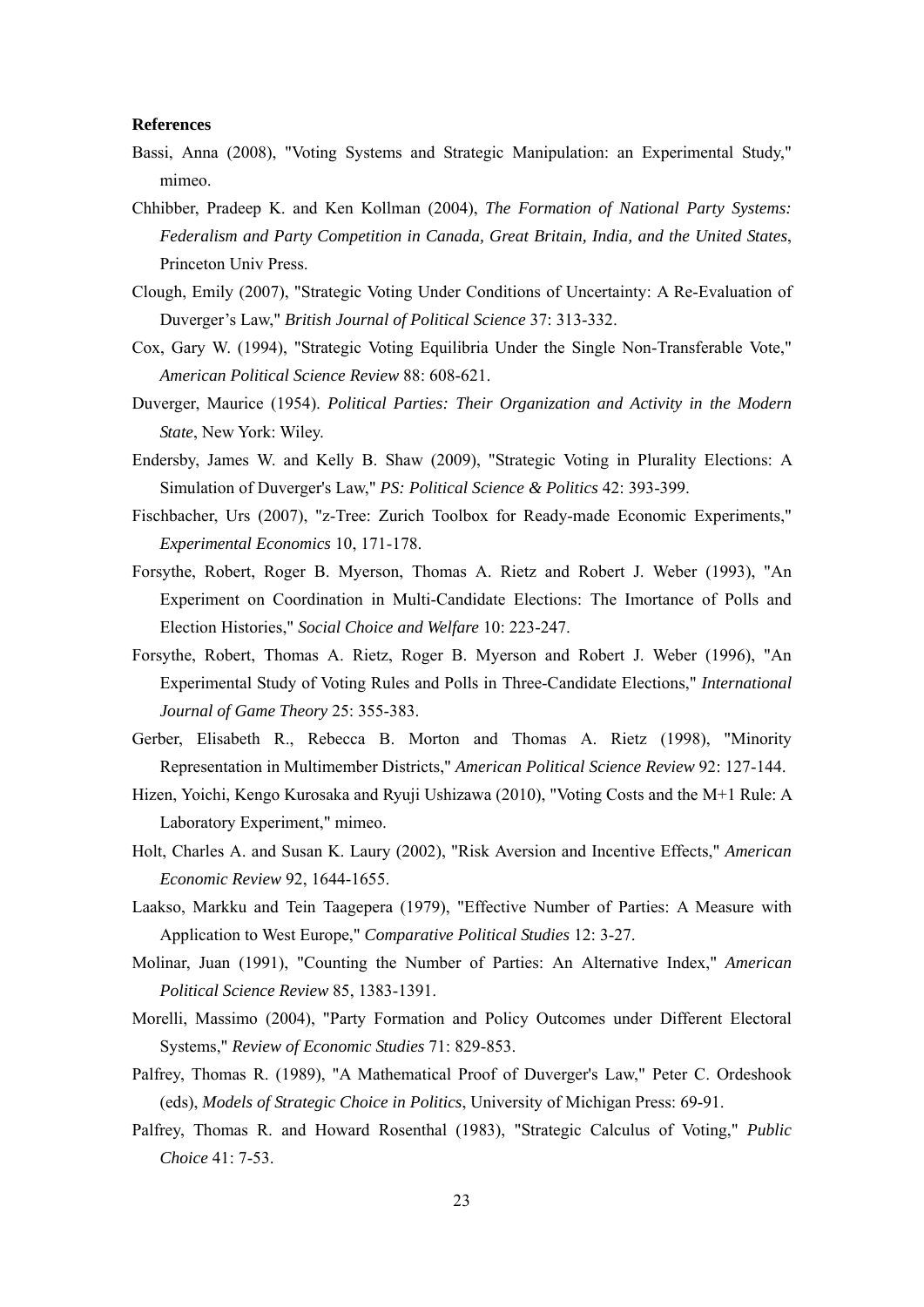**References**

Bassi, Anna (2008), "Voting Systems and Strategic Manipulation: an Experimental Study," mimeo.

Chhibber, Pradeep K. and Ken Kollman (2004), *The Formation of National Party Systems: Federalism and Party Competition in Canada, Great Britain, India, and the United States*, Princeton Univ Press.

Clough, Emily (2007), "Strategic Voting Under Conditions of Uncertainty: A Re-Evaluation of Duverger's Law," *British Journal of Political Science* 37: 313-332.

Cox, Gary W. (1994), "Strategic Voting Equilibria Under the Single Non-Transferable Vote," *American Political Science Review* 88: 608-621.

Duverger, Maurice (1954). *Political Parties: Their Organization and Activity in the Modern State*, New York: Wiley.

Endersby, James W. and Kelly B. Shaw (2009), "Strategic Voting in Plurality Elections: A Simulation of Duverger's Law," *PS: Political Science & Politics* 42: 393-399.

Fischbacher, Urs (2007), "z-Tree: Zurich Toolbox for Ready-made Economic Experiments," *Experimental Economics* 10, 171-178.

Forsythe, Robert, Roger B. Myerson, Thomas A. Rietz and Robert J. Weber (1993), "An Experiment on Coordination in Multi-Candidate Elections: The Imortance of Polls and Election Histories," *Social Choice and Welfare* 10: 223-247.

Forsythe, Robert, Thomas A. Rietz, Roger B. Myerson and Robert J. Weber (1996), "An Experimental Study of Voting Rules and Polls in Three-Candidate Elections," *International Journal of Game Theory* 25: 355-383.

Gerber, Elisabeth R., Rebecca B. Morton and Thomas A. Rietz (1998), "Minority Representation in Multimember Districts," *American Political Science Review* 92: 127-144.

Hizen, Yoichi, Kengo Kurosaka and Ryuji Ushizawa (2010), "Voting Costs and the M+1 Rule: A Laboratory Experiment," mimeo.

Holt, Charles A. and Susan K. Laury (2002), "Risk Aversion and Incentive Effects," *American Economic Review* 92, 1644-1655.

Laakso, Markku and Tein Taagepera (1979), "Effective Number of Parties: A Measure with Application to West Europe," *Comparative Political Studies* 12: 3-27.

Molinar, Juan (1991), "Counting the Number of Parties: An Alternative Index," *American Political Science Review* 85, 1383-1391.

Morelli, Massimo (2004), "Party Formation and Policy Outcomes under Different Electoral Systems," *Review of Economic Studies* 71: 829-853.

Palfrey, Thomas R. (1989), "A Mathematical Proof of Duverger's Law," Peter C. Ordeshook (eds), *Models of Strategic Choice in Politics*, University of Michigan Press: 69-91.

Palfrey, Thomas R. and Howard Rosenthal (1983), "Strategic Calculus of Voting," *Public Choice* 41: 7-53.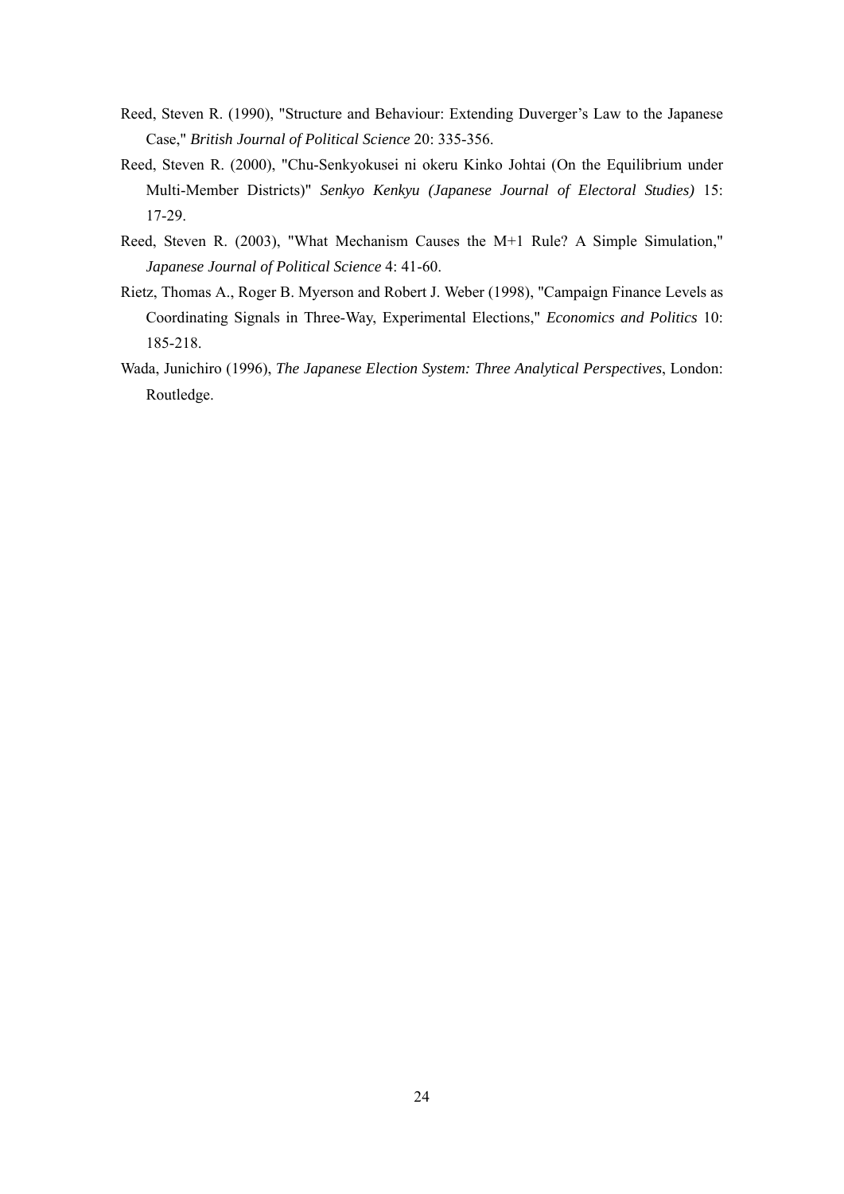Reed, Steven R. (1990), "Structure and Behaviour: Extending Duverger's Law to the Japanese Case," *British Journal of Political Science* 20: 335-356.

Reed, Steven R. (2000), "Chu-Senkyokusei ni okeru Kinko Johtai (On the Equilibrium under Multi-Member Districts)" *Senkyo Kenkyu (Japanese Journal of Electoral Studies)* 15: 17-29.

Reed, Steven R. (2003), "What Mechanism Causes the M+1 Rule? A Simple Simulation," *Japanese Journal of Political Science* 4: 41-60.

Rietz, Thomas A., Roger B. Myerson and Robert J. Weber (1998), "Campaign Finance Levels as Coordinating Signals in Three-Way, Experimental Elections," *Economics and Politics* 10: 185-218.

Wada, Junichiro (1996), *The Japanese Election System: Three Analytical Perspectives*, London: Routledge.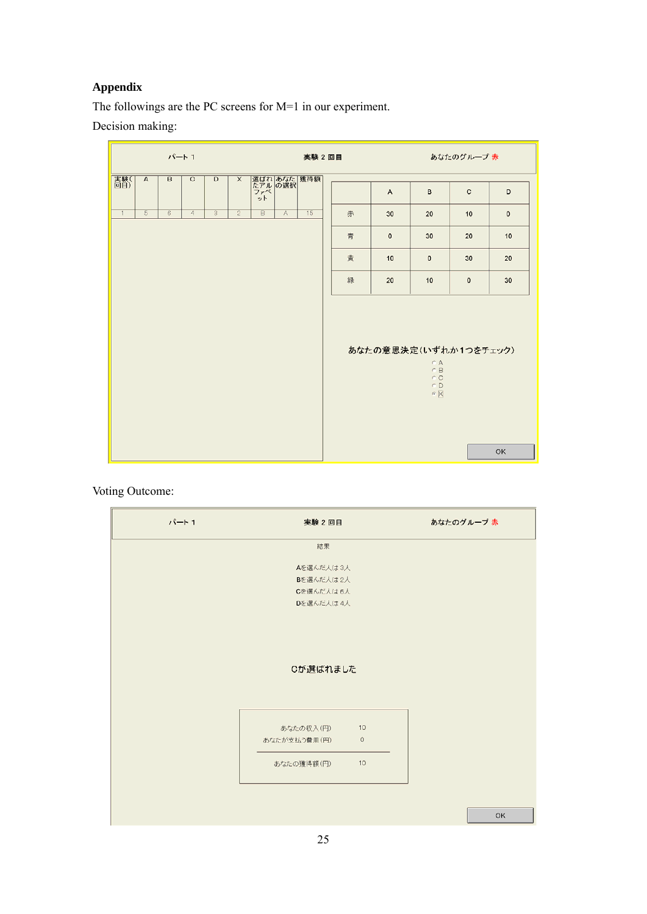## Appendix

The followings are the PC screens for M=1 in our experiment.

Decision making:

パート 1　　実験 2 回目　　あなたのグループ 赤

| 実験(回目) | A | B | C | D | X | 選ばれたアルファベット | あなたの選択 | 獲得額 |
|---|---|---|---|---|---|---|---|---|
| 1 | 5 | 6 | 4 | 3 | 2 | B | A | 15 |

| | A | B | C | D |
|---|---|---|---|---|
| 赤 | 30 | 20 | 10 | 0 |
| 青 | 0 | 30 | 20 | 10 |
| 黄 | 10 | 0 | 30 | 20 |
| 緑 | 20 | 10 | 0 | 30 |

あなたの意思決定(いずれか1つをチェック)

- A
- B
- C
- D
- X

OK

Voting Outcome:

パート 1　　実験 2 回目　　あなたのグループ 赤

結果

Aを選んだ人は 3人
Bを選んだ人は 2人
Cを選んだ人は 6人
Dを選んだ人は 4人

Cが選ばれました

| | |
|---|---|
| あなたの収入(円) | 10 |
| あなたが支払う費用(円) | 0 |
| あなたの獲得額(円) | 10 |

OK